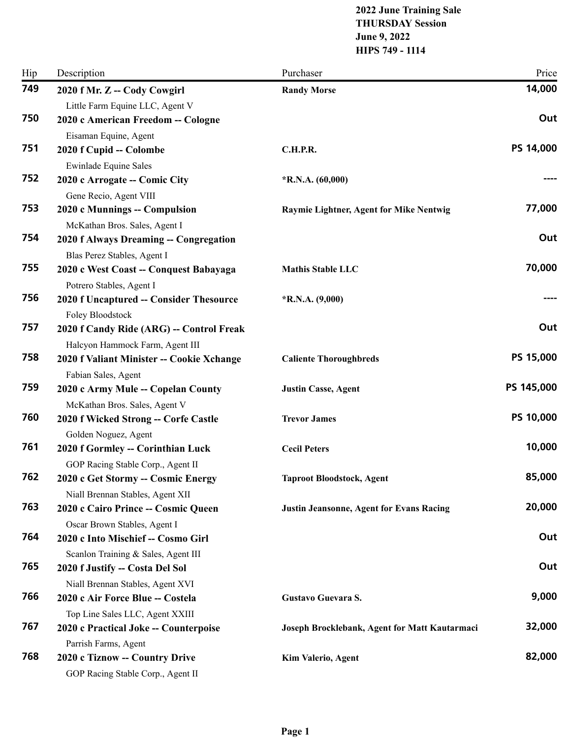**2022 June Training Sale**
**THURSDAY Session**
**June 9, 2022**
**HIPS 749 - 1114**

| Hip | Description | Purchaser | Price |
|---|---|---|---|
| **749** | **2020 f Mr. Z -- Cody Cowgirl**<br>Little Farm Equine LLC, Agent V | **Randy Morse** | **14,000** |
| **750** | **2020 c American Freedom -- Cologne**<br>Eisaman Equine, Agent | | **Out** |
| **751** | **2020 f Cupid -- Colombe**<br>Ewinlade Equine Sales | **C.H.P.R.** | **PS 14,000** |
| **752** | **2020 c Arrogate -- Comic City**<br>Gene Recio, Agent VIII | ***R.N.A. (60,000)** | **----** |
| **753** | **2020 c Munnings -- Compulsion**<br>McKathan Bros. Sales, Agent I | **Raymie Lightner, Agent for Mike Nentwig** | **77,000** |
| **754** | **2020 f Always Dreaming -- Congregation**<br>Blas Perez Stables, Agent I | | **Out** |
| **755** | **2020 c West Coast -- Conquest Babayaga**<br>Potrero Stables, Agent I | **Mathis Stable LLC** | **70,000** |
| **756** | **2020 f Uncaptured -- Consider Thesource**<br>Foley Bloodstock | ***R.N.A. (9,000)** | **----** |
| **757** | **2020 f Candy Ride (ARG) -- Control Freak**<br>Halcyon Hammock Farm, Agent III | | **Out** |
| **758** | **2020 f Valiant Minister -- Cookie Xchange**<br>Fabian Sales, Agent | **Caliente Thoroughbreds** | **PS 15,000** |
| **759** | **2020 c Army Mule -- Copelan County**<br>McKathan Bros. Sales, Agent V | **Justin Casse, Agent** | **PS 145,000** |
| **760** | **2020 f Wicked Strong -- Corfe Castle**<br>Golden Noguez, Agent | **Trevor James** | **PS 10,000** |
| **761** | **2020 f Gormley -- Corinthian Luck**<br>GOP Racing Stable Corp., Agent II | **Cecil Peters** | **10,000** |
| **762** | **2020 c Get Stormy -- Cosmic Energy**<br>Niall Brennan Stables, Agent XII | **Taproot Bloodstock, Agent** | **85,000** |
| **763** | **2020 c Cairo Prince -- Cosmic Queen**<br>Oscar Brown Stables, Agent I | **Justin Jeansonne, Agent for Evans Racing** | **20,000** |
| **764** | **2020 c Into Mischief -- Cosmo Girl**<br>Scanlon Training & Sales, Agent III | | **Out** |
| **765** | **2020 f Justify -- Costa Del Sol**<br>Niall Brennan Stables, Agent XVI | | **Out** |
| **766** | **2020 c Air Force Blue -- Costela**<br>Top Line Sales LLC, Agent XXIII | **Gustavo Guevara S.** | **9,000** |
| **767** | **2020 c Practical Joke -- Counterpoise**<br>Parrish Farms, Agent | **Joseph Brocklebank, Agent for Matt Kautarmaci** | **32,000** |
| **768** | **2020 c Tiznow -- Country Drive**<br>GOP Racing Stable Corp., Agent II | **Kim Valerio, Agent** | **82,000** |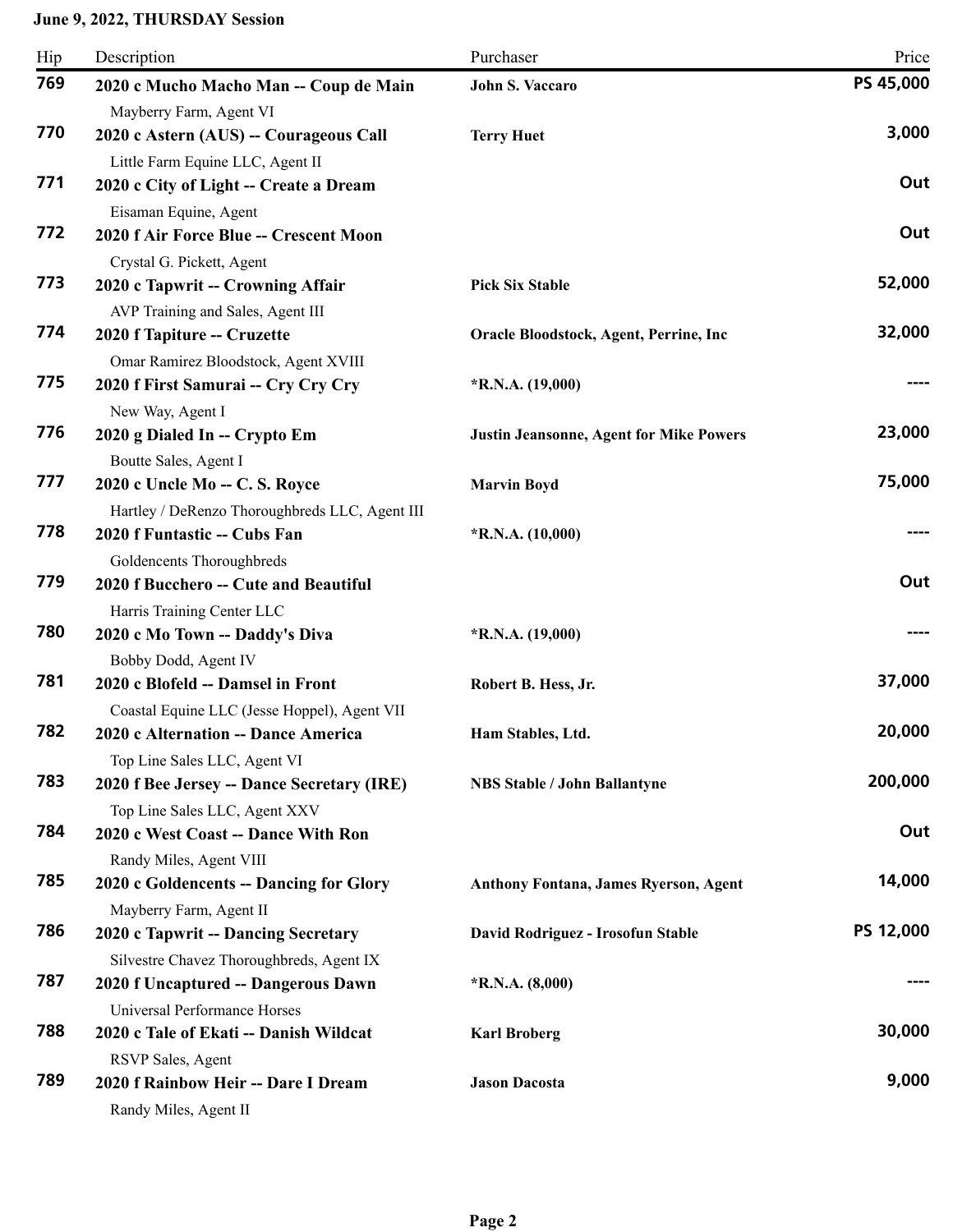**June 9, 2022, THURSDAY Session**

| Hip | Description | Purchaser | Price |
|---|---|---|---|
| 769 | **2020 c Mucho Macho Man -- Coup de Main**<br>Mayberry Farm, Agent VI | **John S. Vaccaro** | **PS 45,000** |
| 770 | **2020 c Astern (AUS) -- Courageous Call**<br>Little Farm Equine LLC, Agent II | **Terry Huet** | **3,000** |
| 771 | **2020 c City of Light -- Create a Dream**<br>Eisaman Equine, Agent | | **Out** |
| 772 | **2020 f Air Force Blue -- Crescent Moon**<br>Crystal G. Pickett, Agent | | **Out** |
| 773 | **2020 c Tapwrit -- Crowning Affair**<br>AVP Training and Sales, Agent III | **Pick Six Stable** | **52,000** |
| 774 | **2020 f Tapiture -- Cruzette**<br>Omar Ramirez Bloodstock, Agent XVIII | **Oracle Bloodstock, Agent, Perrine, Inc** | **32,000** |
| 775 | **2020 f First Samurai -- Cry Cry Cry**<br>New Way, Agent I | ***R.N.A. (19,000)** | **----** |
| 776 | **2020 g Dialed In -- Crypto Em**<br>Boutte Sales, Agent I | **Justin Jeansonne, Agent for Mike Powers** | **23,000** |
| 777 | **2020 c Uncle Mo -- C. S. Royce**<br>Hartley / DeRenzo Thoroughbreds LLC, Agent III | **Marvin Boyd** | **75,000** |
| 778 | **2020 f Funtastic -- Cubs Fan**<br>Goldencents Thoroughbreds | ***R.N.A. (10,000)** | **----** |
| 779 | **2020 f Bucchero -- Cute and Beautiful**<br>Harris Training Center LLC | | **Out** |
| 780 | **2020 c Mo Town -- Daddy's Diva**<br>Bobby Dodd, Agent IV | ***R.N.A. (19,000)** | **----** |
| 781 | **2020 c Blofeld -- Damsel in Front**<br>Coastal Equine LLC (Jesse Hoppel), Agent VII | **Robert B. Hess, Jr.** | **37,000** |
| 782 | **2020 c Alternation -- Dance America**<br>Top Line Sales LLC, Agent VI | **Ham Stables, Ltd.** | **20,000** |
| 783 | **2020 f Bee Jersey -- Dance Secretary (IRE)**<br>Top Line Sales LLC, Agent XXV | **NBS Stable / John Ballantyne** | **200,000** |
| 784 | **2020 c West Coast -- Dance With Ron**<br>Randy Miles, Agent VIII | | **Out** |
| 785 | **2020 c Goldencents -- Dancing for Glory**<br>Mayberry Farm, Agent II | **Anthony Fontana, James Ryerson, Agent** | **14,000** |
| 786 | **2020 c Tapwrit -- Dancing Secretary**<br>Silvestre Chavez Thoroughbreds, Agent IX | **David Rodriguez - Irosofun Stable** | **PS 12,000** |
| 787 | **2020 f Uncaptured -- Dangerous Dawn**<br>Universal Performance Horses | ***R.N.A. (8,000)** | **----** |
| 788 | **2020 c Tale of Ekati -- Danish Wildcat**<br>RSVP Sales, Agent | **Karl Broberg** | **30,000** |
| 789 | **2020 f Rainbow Heir -- Dare I Dream**<br>Randy Miles, Agent II | **Jason Dacosta** | **9,000** |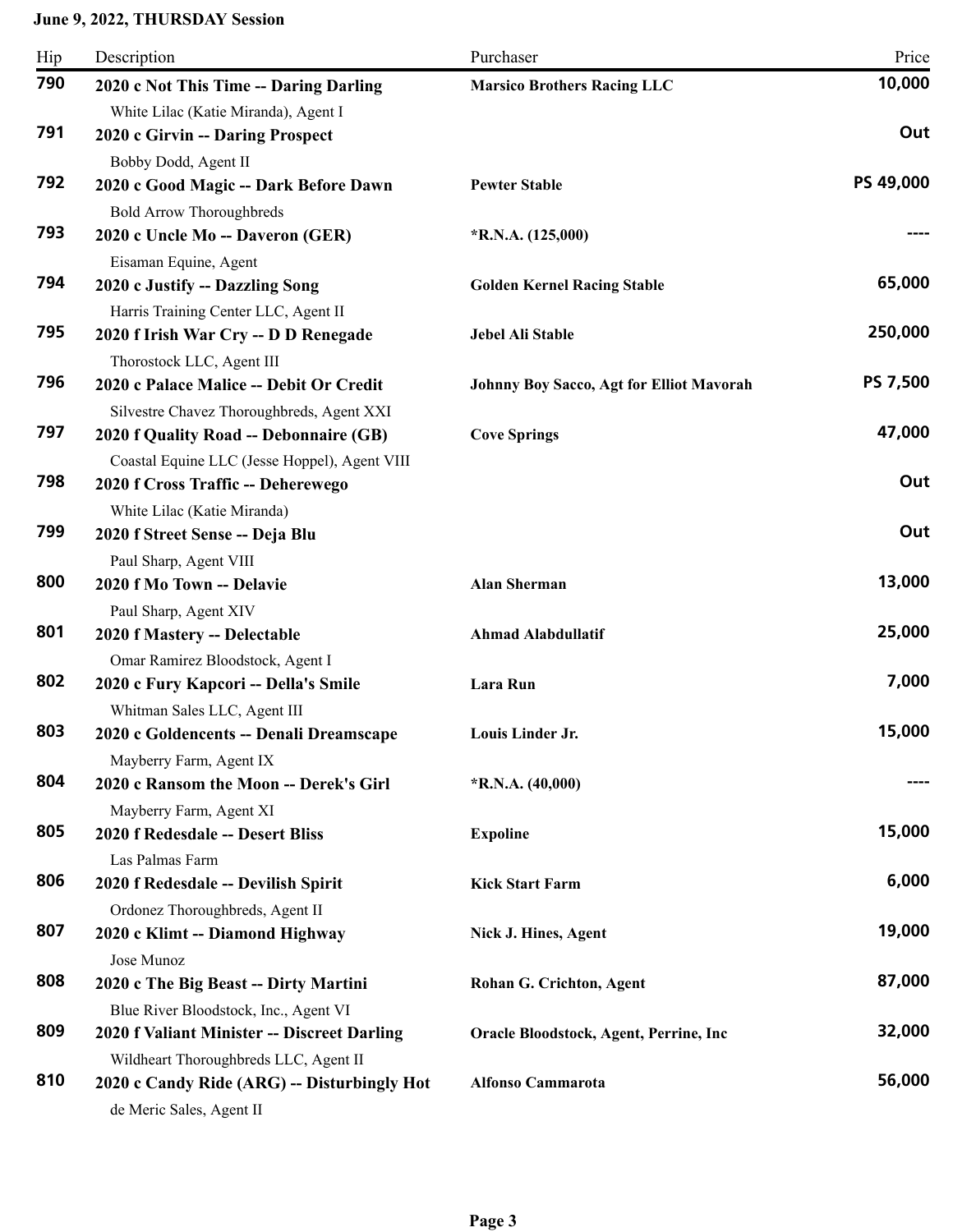**June 9, 2022, THURSDAY Session**

| Hip | Description | Purchaser | Price |
|---|---|---|---|
| **790** | **2020 c Not This Time -- Daring Darling** | **Marsico Brothers Racing LLC** | **10,000** |
| | White Lilac (Katie Miranda), Agent I | | |
| **791** | **2020 c Girvin -- Daring Prospect** | | **Out** |
| | Bobby Dodd, Agent II | | |
| **792** | **2020 c Good Magic -- Dark Before Dawn** | **Pewter Stable** | **PS 49,000** |
| | Bold Arrow Thoroughbreds | | |
| **793** | **2020 c Uncle Mo -- Daveron (GER)** | ***R.N.A. (125,000)** | **----** |
| | Eisaman Equine, Agent | | |
| **794** | **2020 c Justify -- Dazzling Song** | **Golden Kernel Racing Stable** | **65,000** |
| | Harris Training Center LLC, Agent II | | |
| **795** | **2020 f Irish War Cry -- D D Renegade** | **Jebel Ali Stable** | **250,000** |
| | Thorostock LLC, Agent III | | |
| **796** | **2020 c Palace Malice -- Debit Or Credit** | **Johnny Boy Sacco, Agt for Elliot Mavorah** | **PS 7,500** |
| | Silvestre Chavez Thoroughbreds, Agent XXI | | |
| **797** | **2020 f Quality Road -- Debonnaire (GB)** | **Cove Springs** | **47,000** |
| | Coastal Equine LLC (Jesse Hoppel), Agent VIII | | |
| **798** | **2020 f Cross Traffic -- Deherewego** | | **Out** |
| | White Lilac (Katie Miranda) | | |
| **799** | **2020 f Street Sense -- Deja Blu** | | **Out** |
| | Paul Sharp, Agent VIII | | |
| **800** | **2020 f Mo Town -- Delavie** | **Alan Sherman** | **13,000** |
| | Paul Sharp, Agent XIV | | |
| **801** | **2020 f Mastery -- Delectable** | **Ahmad Alabdullatif** | **25,000** |
| | Omar Ramirez Bloodstock, Agent I | | |
| **802** | **2020 c Fury Kapcori -- Della's Smile** | **Lara Run** | **7,000** |
| | Whitman Sales LLC, Agent III | | |
| **803** | **2020 c Goldencents -- Denali Dreamscape** | **Louis Linder Jr.** | **15,000** |
| | Mayberry Farm, Agent IX | | |
| **804** | **2020 c Ransom the Moon -- Derek's Girl** | ***R.N.A. (40,000)** | **----** |
| | Mayberry Farm, Agent XI | | |
| **805** | **2020 f Redesdale -- Desert Bliss** | **Expoline** | **15,000** |
| | Las Palmas Farm | | |
| **806** | **2020 f Redesdale -- Devilish Spirit** | **Kick Start Farm** | **6,000** |
| | Ordonez Thoroughbreds, Agent II | | |
| **807** | **2020 c Klimt -- Diamond Highway** | **Nick J. Hines, Agent** | **19,000** |
| | Jose Munoz | | |
| **808** | **2020 c The Big Beast -- Dirty Martini** | **Rohan G. Crichton, Agent** | **87,000** |
| | Blue River Bloodstock, Inc., Agent VI | | |
| **809** | **2020 f Valiant Minister -- Discreet Darling** | **Oracle Bloodstock, Agent, Perrine, Inc** | **32,000** |
| | Wildheart Thoroughbreds LLC, Agent II | | |
| **810** | **2020 c Candy Ride (ARG) -- Disturbingly Hot** | **Alfonso Cammarota** | **56,000** |
| | de Meric Sales, Agent II | | |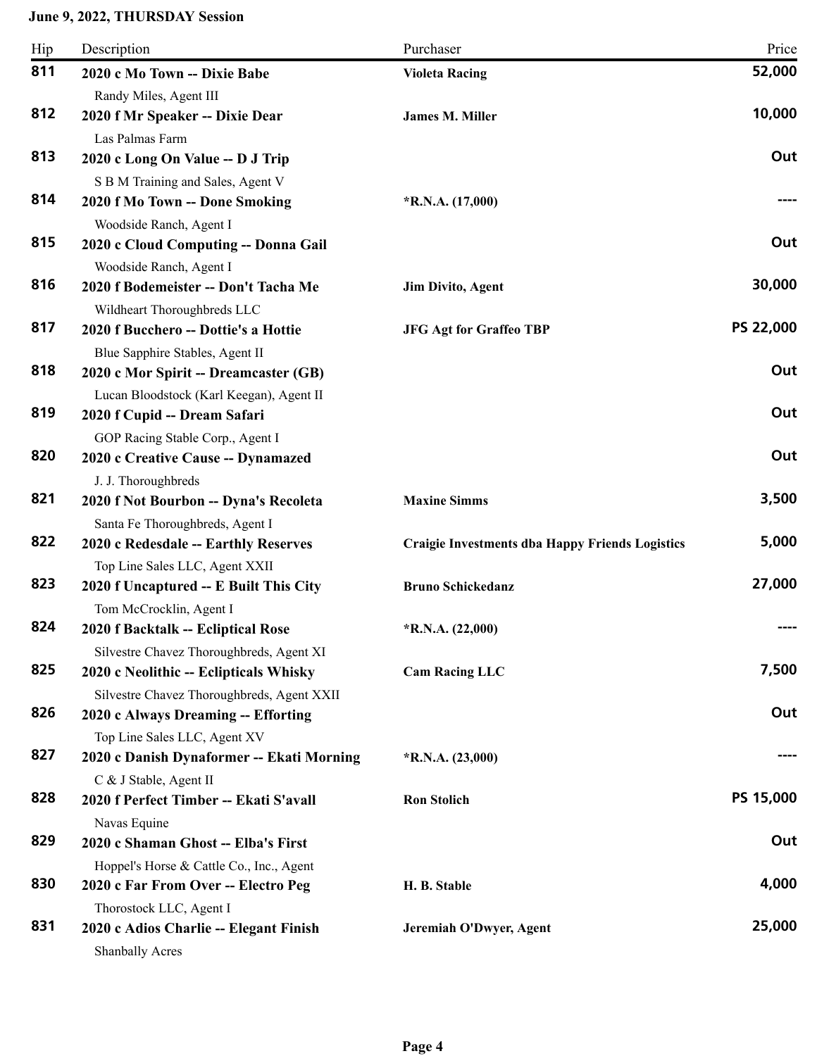**June 9, 2022, THURSDAY Session**

| Hip | Description | Purchaser | Price |
|---|---|---|---|
| **811** | **2020 c Mo Town -- Dixie Babe**<br>Randy Miles, Agent III | **Violeta Racing** | **52,000** |
| **812** | **2020 f Mr Speaker -- Dixie Dear**<br>Las Palmas Farm | **James M. Miller** | **10,000** |
| **813** | **2020 c Long On Value -- D J Trip**<br>S B M Training and Sales, Agent V | | **Out** |
| **814** | **2020 f Mo Town -- Done Smoking**<br>Woodside Ranch, Agent I | **\*R.N.A. (17,000)** | **----** |
| **815** | **2020 c Cloud Computing -- Donna Gail**<br>Woodside Ranch, Agent I | | **Out** |
| **816** | **2020 f Bodemeister -- Don't Tacha Me**<br>Wildheart Thoroughbreds LLC | **Jim Divito, Agent** | **30,000** |
| **817** | **2020 f Bucchero -- Dottie's a Hottie**<br>Blue Sapphire Stables, Agent II | **JFG Agt for Graffeo TBP** | **PS 22,000** |
| **818** | **2020 c Mor Spirit -- Dreamcaster (GB)**<br>Lucan Bloodstock (Karl Keegan), Agent II | | **Out** |
| **819** | **2020 f Cupid -- Dream Safari**<br>GOP Racing Stable Corp., Agent I | | **Out** |
| **820** | **2020 c Creative Cause -- Dynamazed**<br>J. J. Thoroughbreds | | **Out** |
| **821** | **2020 f Not Bourbon -- Dyna's Recoleta**<br>Santa Fe Thoroughbreds, Agent I | **Maxine Simms** | **3,500** |
| **822** | **2020 c Redesdale -- Earthly Reserves**<br>Top Line Sales LLC, Agent XXII | **Craigie Investments dba Happy Friends Logistics** | **5,000** |
| **823** | **2020 f Uncaptured -- E Built This City**<br>Tom McCrocklin, Agent I | **Bruno Schickedanz** | **27,000** |
| **824** | **2020 f Backtalk -- Ecliptical Rose**<br>Silvestre Chavez Thoroughbreds, Agent XI | **\*R.N.A. (22,000)** | **----** |
| **825** | **2020 c Neolithic -- Eclipticals Whisky**<br>Silvestre Chavez Thoroughbreds, Agent XXII | **Cam Racing LLC** | **7,500** |
| **826** | **2020 c Always Dreaming -- Efforting**<br>Top Line Sales LLC, Agent XV | | **Out** |
| **827** | **2020 c Danish Dynaformer -- Ekati Morning**<br>C & J Stable, Agent II | **\*R.N.A. (23,000)** | **----** |
| **828** | **2020 f Perfect Timber -- Ekati S'avall**<br>Navas Equine | **Ron Stolich** | **PS 15,000** |
| **829** | **2020 c Shaman Ghost -- Elba's First**<br>Hoppel's Horse & Cattle Co., Inc., Agent | | **Out** |
| **830** | **2020 c Far From Over -- Electro Peg**<br>Thorostock LLC, Agent I | **H. B. Stable** | **4,000** |
| **831** | **2020 c Adios Charlie -- Elegant Finish**<br>Shanbally Acres | **Jeremiah O'Dwyer, Agent** | **25,000** |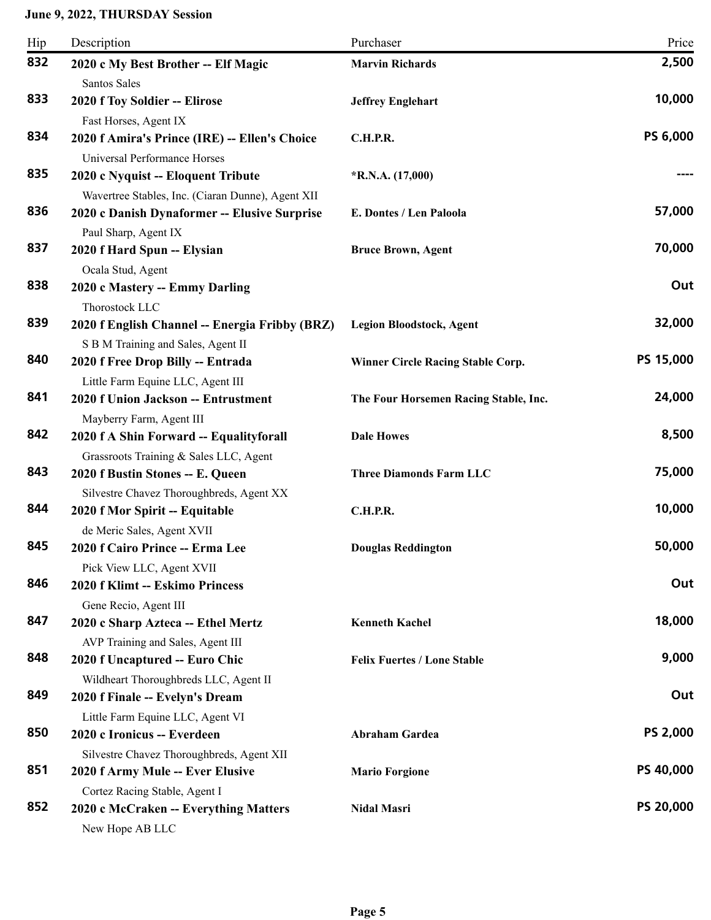**June 9, 2022, THURSDAY Session**

| Hip | Description | Purchaser | Price |
|---|---|---|---|
| 832 | **2020 c My Best Brother -- Elf Magic**<br>Santos Sales | **Marvin Richards** | **2,500** |
| 833 | **2020 f Toy Soldier -- Elirose**<br>Fast Horses, Agent IX | **Jeffrey Englehart** | **10,000** |
| 834 | **2020 f Amira's Prince (IRE) -- Ellen's Choice**<br>Universal Performance Horses | **C.H.P.R.** | **PS 6,000** |
| 835 | **2020 c Nyquist -- Eloquent Tribute**<br>Wavertree Stables, Inc. (Ciaran Dunne), Agent XII | ***R.N.A. (17,000)** | **----** |
| 836 | **2020 c Danish Dynaformer -- Elusive Surprise**<br>Paul Sharp, Agent IX | **E. Dontes / Len Paloola** | **57,000** |
| 837 | **2020 f Hard Spun -- Elysian**<br>Ocala Stud, Agent | **Bruce Brown, Agent** | **70,000** |
| 838 | **2020 c Mastery -- Emmy Darling**<br>Thorostock LLC | | **Out** |
| 839 | **2020 f English Channel -- Energia Fribby (BRZ)**<br>S B M Training and Sales, Agent II | **Legion Bloodstock, Agent** | **32,000** |
| 840 | **2020 f Free Drop Billy -- Entrada**<br>Little Farm Equine LLC, Agent III | **Winner Circle Racing Stable Corp.** | **PS 15,000** |
| 841 | **2020 f Union Jackson -- Entrustment**<br>Mayberry Farm, Agent III | **The Four Horsemen Racing Stable, Inc.** | **24,000** |
| 842 | **2020 f A Shin Forward -- Equalityforall**<br>Grassroots Training & Sales LLC, Agent | **Dale Howes** | **8,500** |
| 843 | **2020 f Bustin Stones -- E. Queen**<br>Silvestre Chavez Thoroughbreds, Agent XX | **Three Diamonds Farm LLC** | **75,000** |
| 844 | **2020 f Mor Spirit -- Equitable**<br>de Meric Sales, Agent XVII | **C.H.P.R.** | **10,000** |
| 845 | **2020 f Cairo Prince -- Erma Lee**<br>Pick View LLC, Agent XVII | **Douglas Reddington** | **50,000** |
| 846 | **2020 f Klimt -- Eskimo Princess**<br>Gene Recio, Agent III | | **Out** |
| 847 | **2020 c Sharp Azteca -- Ethel Mertz**<br>AVP Training and Sales, Agent III | **Kenneth Kachel** | **18,000** |
| 848 | **2020 f Uncaptured -- Euro Chic**<br>Wildheart Thoroughbreds LLC, Agent II | **Felix Fuertes / Lone Stable** | **9,000** |
| 849 | **2020 f Finale -- Evelyn's Dream**<br>Little Farm Equine LLC, Agent VI | | **Out** |
| 850 | **2020 c Ironicus -- Everdeen**<br>Silvestre Chavez Thoroughbreds, Agent XII | **Abraham Gardea** | **PS 2,000** |
| 851 | **2020 f Army Mule -- Ever Elusive**<br>Cortez Racing Stable, Agent I | **Mario Forgione** | **PS 40,000** |
| 852 | **2020 c McCraken -- Everything Matters**<br>New Hope AB LLC | **Nidal Masri** | **PS 20,000** |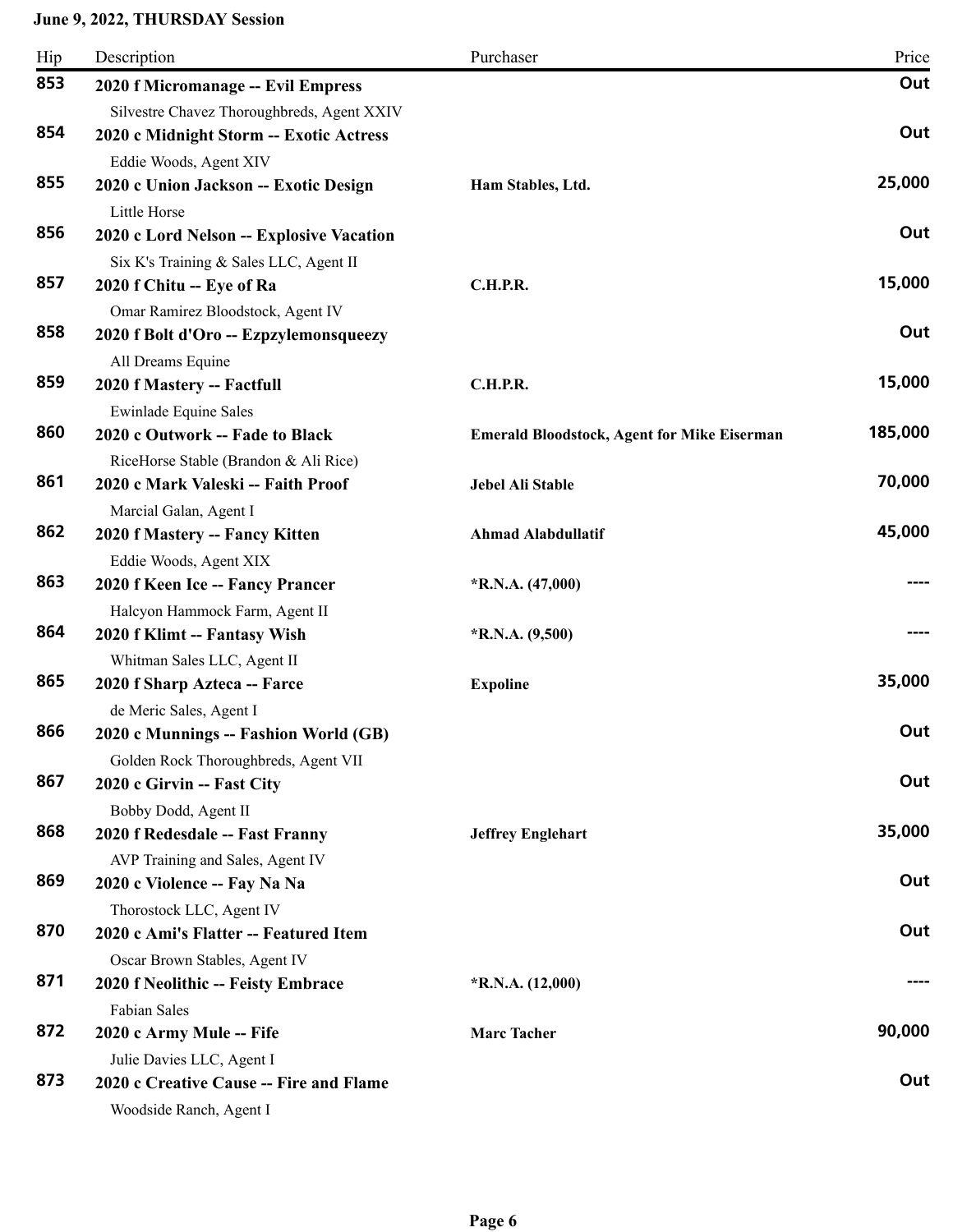**June 9, 2022, THURSDAY Session**

| Hip | Description | Purchaser | Price |
|---|---|---|---|
| 853 | **2020 f Micromanage -- Evil Empress**<br>Silvestre Chavez Thoroughbreds, Agent XXIV | | **Out** |
| 854 | **2020 c Midnight Storm -- Exotic Actress**<br>Eddie Woods, Agent XIV | | **Out** |
| 855 | **2020 c Union Jackson -- Exotic Design**<br>Little Horse | **Ham Stables, Ltd.** | **25,000** |
| 856 | **2020 c Lord Nelson -- Explosive Vacation**<br>Six K's Training & Sales LLC, Agent II | | **Out** |
| 857 | **2020 f Chitu -- Eye of Ra**<br>Omar Ramirez Bloodstock, Agent IV | **C.H.P.R.** | **15,000** |
| 858 | **2020 f Bolt d'Oro -- Ezpzylemonsqueezy**<br>All Dreams Equine | | **Out** |
| 859 | **2020 f Mastery -- Factfull**<br>Ewinlade Equine Sales | **C.H.P.R.** | **15,000** |
| 860 | **2020 c Outwork -- Fade to Black**<br>RiceHorse Stable (Brandon & Ali Rice) | **Emerald Bloodstock, Agent for Mike Eiserman** | **185,000** |
| 861 | **2020 c Mark Valeski -- Faith Proof**<br>Marcial Galan, Agent I | **Jebel Ali Stable** | **70,000** |
| 862 | **2020 f Mastery -- Fancy Kitten**<br>Eddie Woods, Agent XIX | **Ahmad Alabdullatif** | **45,000** |
| 863 | **2020 f Keen Ice -- Fancy Prancer**<br>Halcyon Hammock Farm, Agent II | ***R.N.A. (47,000)** | **----** |
| 864 | **2020 f Klimt -- Fantasy Wish**<br>Whitman Sales LLC, Agent II | ***R.N.A. (9,500)** | **----** |
| 865 | **2020 f Sharp Azteca -- Farce**<br>de Meric Sales, Agent I | **Expoline** | **35,000** |
| 866 | **2020 c Munnings -- Fashion World (GB)**<br>Golden Rock Thoroughbreds, Agent VII | | **Out** |
| 867 | **2020 c Girvin -- Fast City**<br>Bobby Dodd, Agent II | | **Out** |
| 868 | **2020 f Redesdale -- Fast Franny**<br>AVP Training and Sales, Agent IV | **Jeffrey Englehart** | **35,000** |
| 869 | **2020 c Violence -- Fay Na Na**<br>Thorostock LLC, Agent IV | | **Out** |
| 870 | **2020 c Ami's Flatter -- Featured Item**<br>Oscar Brown Stables, Agent IV | | **Out** |
| 871 | **2020 f Neolithic -- Feisty Embrace**<br>Fabian Sales | ***R.N.A. (12,000)** | **----** |
| 872 | **2020 c Army Mule -- Fife**<br>Julie Davies LLC, Agent I | **Marc Tacher** | **90,000** |
| 873 | **2020 c Creative Cause -- Fire and Flame**<br>Woodside Ranch, Agent I | | **Out** |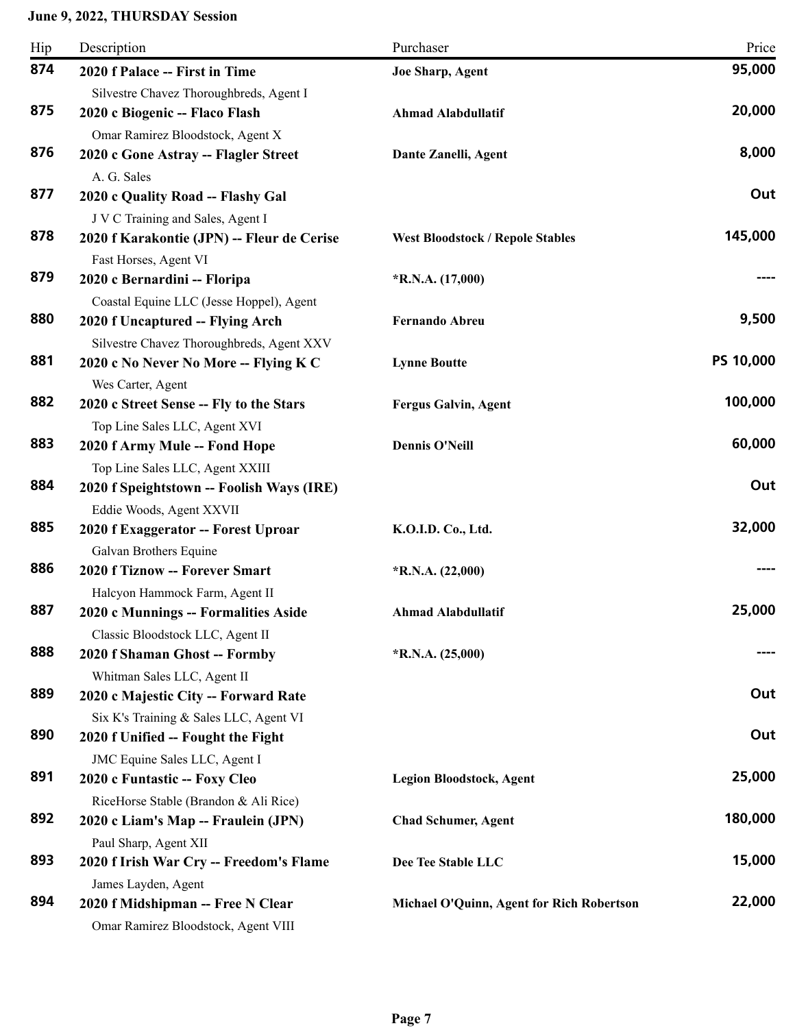**June 9, 2022, THURSDAY Session**

| Hip | Description | Purchaser | Price |
|---|---|---|---|
| **874** | **2020 f Palace -- First in Time**<br>Silvestre Chavez Thoroughbreds, Agent I | **Joe Sharp, Agent** | **95,000** |
| **875** | **2020 c Biogenic -- Flaco Flash**<br>Omar Ramirez Bloodstock, Agent X | **Ahmad Alabdullatif** | **20,000** |
| **876** | **2020 c Gone Astray -- Flagler Street**<br>A. G. Sales | **Dante Zanelli, Agent** | **8,000** |
| **877** | **2020 c Quality Road -- Flashy Gal**<br>J V C Training and Sales, Agent I | | **Out** |
| **878** | **2020 f Karakontie (JPN) -- Fleur de Cerise**<br>Fast Horses, Agent VI | **West Bloodstock / Repole Stables** | **145,000** |
| **879** | **2020 c Bernardini -- Floripa**<br>Coastal Equine LLC (Jesse Hoppel), Agent | **\*R.N.A. (17,000)** | **----** |
| **880** | **2020 f Uncaptured -- Flying Arch**<br>Silvestre Chavez Thoroughbreds, Agent XXV | **Fernando Abreu** | **9,500** |
| **881** | **2020 c No Never No More -- Flying K C**<br>Wes Carter, Agent | **Lynne Boutte** | **PS 10,000** |
| **882** | **2020 c Street Sense -- Fly to the Stars**<br>Top Line Sales LLC, Agent XVI | **Fergus Galvin, Agent** | **100,000** |
| **883** | **2020 f Army Mule -- Fond Hope**<br>Top Line Sales LLC, Agent XXIII | **Dennis O'Neill** | **60,000** |
| **884** | **2020 f Speightstown -- Foolish Ways (IRE)**<br>Eddie Woods, Agent XXVII | | **Out** |
| **885** | **2020 f Exaggerator -- Forest Uproar**<br>Galvan Brothers Equine | **K.O.I.D. Co., Ltd.** | **32,000** |
| **886** | **2020 f Tiznow -- Forever Smart**<br>Halcyon Hammock Farm, Agent II | **\*R.N.A. (22,000)** | **----** |
| **887** | **2020 c Munnings -- Formalities Aside**<br>Classic Bloodstock LLC, Agent II | **Ahmad Alabdullatif** | **25,000** |
| **888** | **2020 f Shaman Ghost -- Formby**<br>Whitman Sales LLC, Agent II | **\*R.N.A. (25,000)** | **----** |
| **889** | **2020 c Majestic City -- Forward Rate**<br>Six K's Training & Sales LLC, Agent VI | | **Out** |
| **890** | **2020 f Unified -- Fought the Fight**<br>JMC Equine Sales LLC, Agent I | | **Out** |
| **891** | **2020 c Funtastic -- Foxy Cleo**<br>RiceHorse Stable (Brandon & Ali Rice) | **Legion Bloodstock, Agent** | **25,000** |
| **892** | **2020 c Liam's Map -- Fraulein (JPN)**<br>Paul Sharp, Agent XII | **Chad Schumer, Agent** | **180,000** |
| **893** | **2020 f Irish War Cry -- Freedom's Flame**<br>James Layden, Agent | **Dee Tee Stable LLC** | **15,000** |
| **894** | **2020 f Midshipman -- Free N Clear**<br>Omar Ramirez Bloodstock, Agent VIII | **Michael O'Quinn, Agent for Rich Robertson** | **22,000** |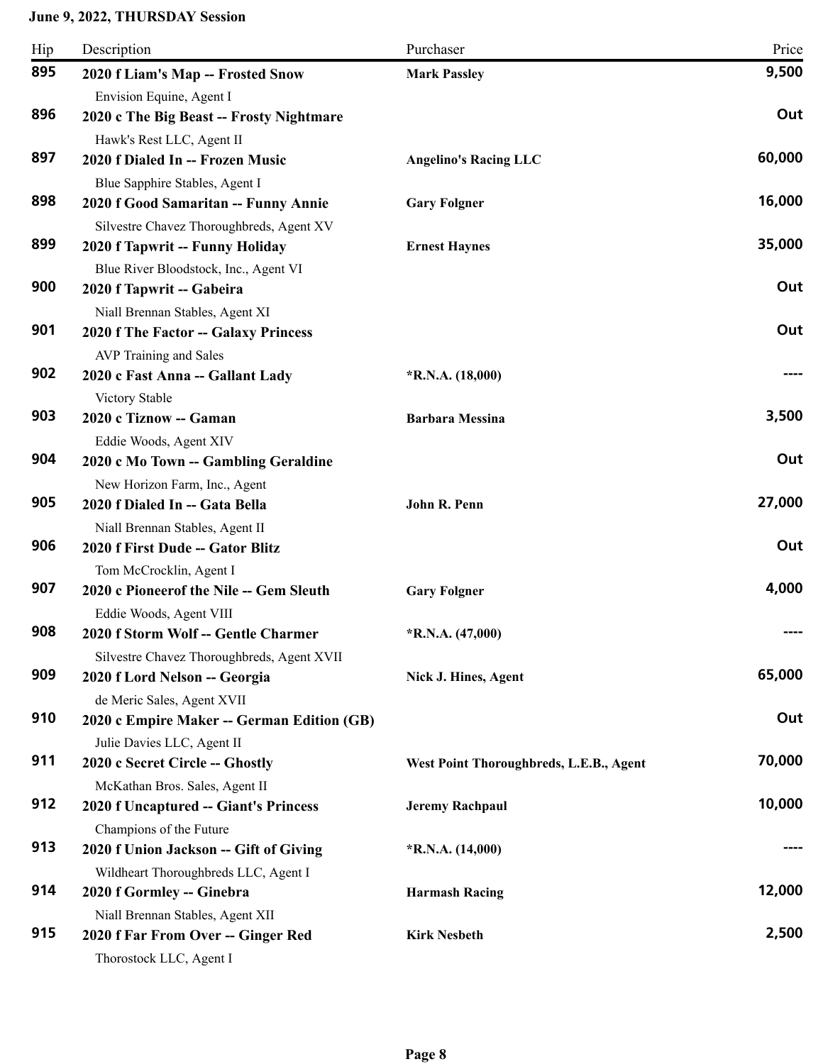**June 9, 2022, THURSDAY Session**

| Hip | Description | Purchaser | Price |
|---|---|---|---|
| 895 | **2020 f Liam's Map -- Frosted Snow**<br>Envision Equine, Agent I | **Mark Passley** | 9,500 |
| 896 | **2020 c The Big Beast -- Frosty Nightmare**<br>Hawk's Rest LLC, Agent II | | Out |
| 897 | **2020 f Dialed In -- Frozen Music**<br>Blue Sapphire Stables, Agent I | **Angelino's Racing LLC** | 60,000 |
| 898 | **2020 f Good Samaritan -- Funny Annie**<br>Silvestre Chavez Thoroughbreds, Agent XV | **Gary Folgner** | 16,000 |
| 899 | **2020 f Tapwrit -- Funny Holiday**<br>Blue River Bloodstock, Inc., Agent VI | **Ernest Haynes** | 35,000 |
| 900 | **2020 f Tapwrit -- Gabeira**<br>Niall Brennan Stables, Agent XI | | Out |
| 901 | **2020 f The Factor -- Galaxy Princess**<br>AVP Training and Sales | | Out |
| 902 | **2020 c Fast Anna -- Gallant Lady**<br>Victory Stable | ***R.N.A. (18,000)** | ---- |
| 903 | **2020 c Tiznow -- Gaman**<br>Eddie Woods, Agent XIV | **Barbara Messina** | 3,500 |
| 904 | **2020 c Mo Town -- Gambling Geraldine**<br>New Horizon Farm, Inc., Agent | | Out |
| 905 | **2020 f Dialed In -- Gata Bella**<br>Niall Brennan Stables, Agent II | **John R. Penn** | 27,000 |
| 906 | **2020 f First Dude -- Gator Blitz**<br>Tom McCrocklin, Agent I | | Out |
| 907 | **2020 c Pioneerof the Nile -- Gem Sleuth**<br>Eddie Woods, Agent VIII | **Gary Folgner** | 4,000 |
| 908 | **2020 f Storm Wolf -- Gentle Charmer**<br>Silvestre Chavez Thoroughbreds, Agent XVII | ***R.N.A. (47,000)** | ---- |
| 909 | **2020 f Lord Nelson -- Georgia**<br>de Meric Sales, Agent XVII | **Nick J. Hines, Agent** | 65,000 |
| 910 | **2020 c Empire Maker -- German Edition (GB)**<br>Julie Davies LLC, Agent II | | Out |
| 911 | **2020 c Secret Circle -- Ghostly**<br>McKathan Bros. Sales, Agent II | **West Point Thoroughbreds, L.E.B., Agent** | 70,000 |
| 912 | **2020 f Uncaptured -- Giant's Princess**<br>Champions of the Future | **Jeremy Rachpaul** | 10,000 |
| 913 | **2020 f Union Jackson -- Gift of Giving**<br>Wildheart Thoroughbreds LLC, Agent I | ***R.N.A. (14,000)** | ---- |
| 914 | **2020 f Gormley -- Ginebra**<br>Niall Brennan Stables, Agent XII | **Harmash Racing** | 12,000 |
| 915 | **2020 f Far From Over -- Ginger Red**<br>Thorostock LLC, Agent I | **Kirk Nesbeth** | 2,500 |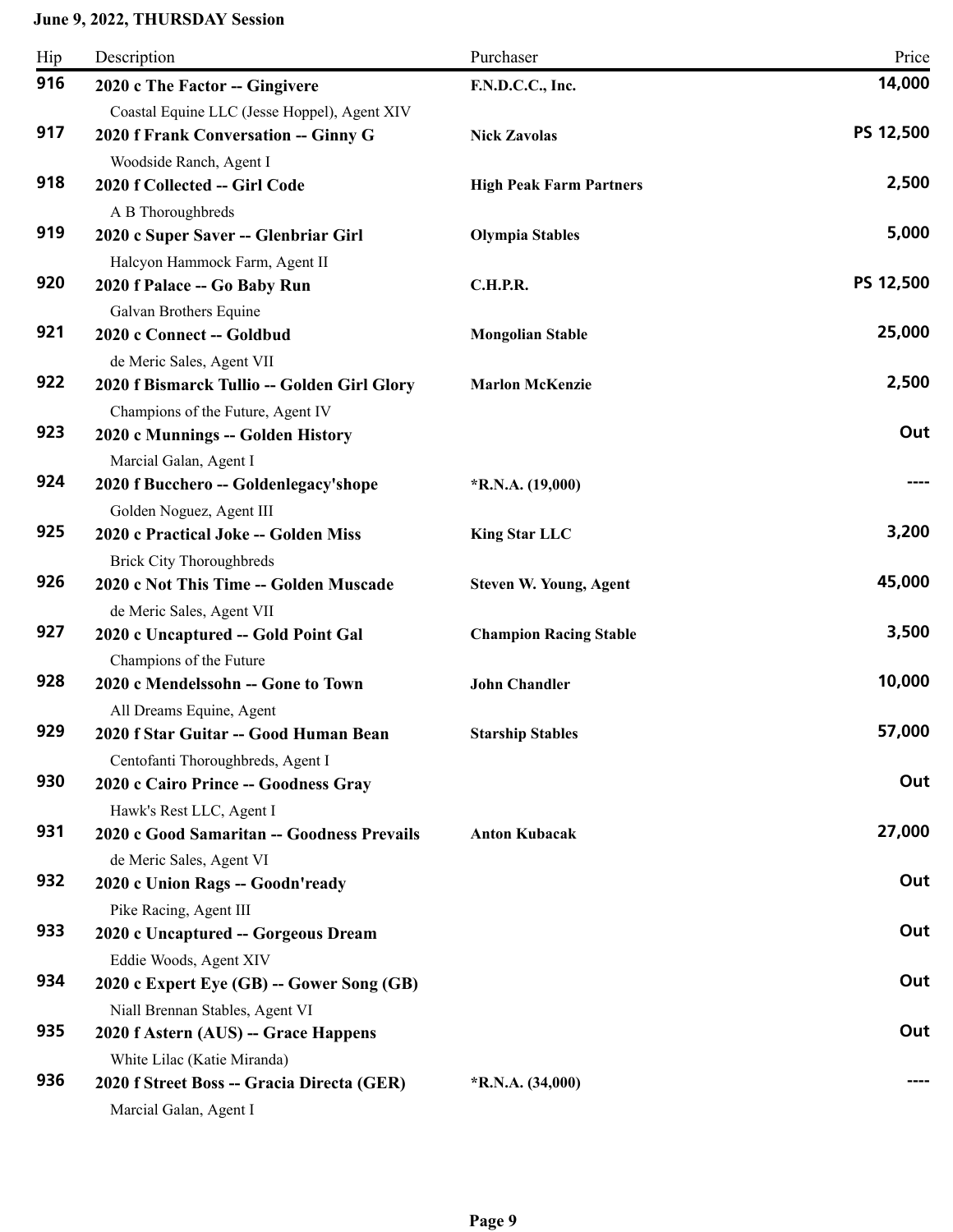**June 9, 2022, THURSDAY Session**

| Hip | Description | Purchaser | Price |
|---|---|---|---|
| 916 | **2020 c The Factor -- Gingivere**<br>Coastal Equine LLC (Jesse Hoppel), Agent XIV | **F.N.D.C.C., Inc.** | **14,000** |
| 917 | **2020 f Frank Conversation -- Ginny G**<br>Woodside Ranch, Agent I | **Nick Zavolas** | **PS 12,500** |
| 918 | **2020 f Collected -- Girl Code**<br>A B Thoroughbreds | **High Peak Farm Partners** | **2,500** |
| 919 | **2020 c Super Saver -- Glenbriar Girl**<br>Halcyon Hammock Farm, Agent II | **Olympia Stables** | **5,000** |
| 920 | **2020 f Palace -- Go Baby Run**<br>Galvan Brothers Equine | **C.H.P.R.** | **PS 12,500** |
| 921 | **2020 c Connect -- Goldbud**<br>de Meric Sales, Agent VII | **Mongolian Stable** | **25,000** |
| 922 | **2020 f Bismarck Tullio -- Golden Girl Glory**<br>Champions of the Future, Agent IV | **Marlon McKenzie** | **2,500** |
| 923 | **2020 c Munnings -- Golden History**<br>Marcial Galan, Agent I | | **Out** |
| 924 | **2020 f Bucchero -- Goldenlegacy'shope**<br>Golden Noguez, Agent III | ***R.N.A. (19,000)** | **----** |
| 925 | **2020 c Practical Joke -- Golden Miss**<br>Brick City Thoroughbreds | **King Star LLC** | **3,200** |
| 926 | **2020 c Not This Time -- Golden Muscade**<br>de Meric Sales, Agent VII | **Steven W. Young, Agent** | **45,000** |
| 927 | **2020 c Uncaptured -- Gold Point Gal**<br>Champions of the Future | **Champion Racing Stable** | **3,500** |
| 928 | **2020 c Mendelssohn -- Gone to Town**<br>All Dreams Equine, Agent | **John Chandler** | **10,000** |
| 929 | **2020 f Star Guitar -- Good Human Bean**<br>Centofanti Thoroughbreds, Agent I | **Starship Stables** | **57,000** |
| 930 | **2020 c Cairo Prince -- Goodness Gray**<br>Hawk's Rest LLC, Agent I | | **Out** |
| 931 | **2020 c Good Samaritan -- Goodness Prevails**<br>de Meric Sales, Agent VI | **Anton Kubacak** | **27,000** |
| 932 | **2020 c Union Rags -- Goodn'ready**<br>Pike Racing, Agent III | | **Out** |
| 933 | **2020 c Uncaptured -- Gorgeous Dream**<br>Eddie Woods, Agent XIV | | **Out** |
| 934 | **2020 c Expert Eye (GB) -- Gower Song (GB)**<br>Niall Brennan Stables, Agent VI | | **Out** |
| 935 | **2020 f Astern (AUS) -- Grace Happens**<br>White Lilac (Katie Miranda) | | **Out** |
| 936 | **2020 f Street Boss -- Gracia Directa (GER)**<br>Marcial Galan, Agent I | ***R.N.A. (34,000)** | **----** |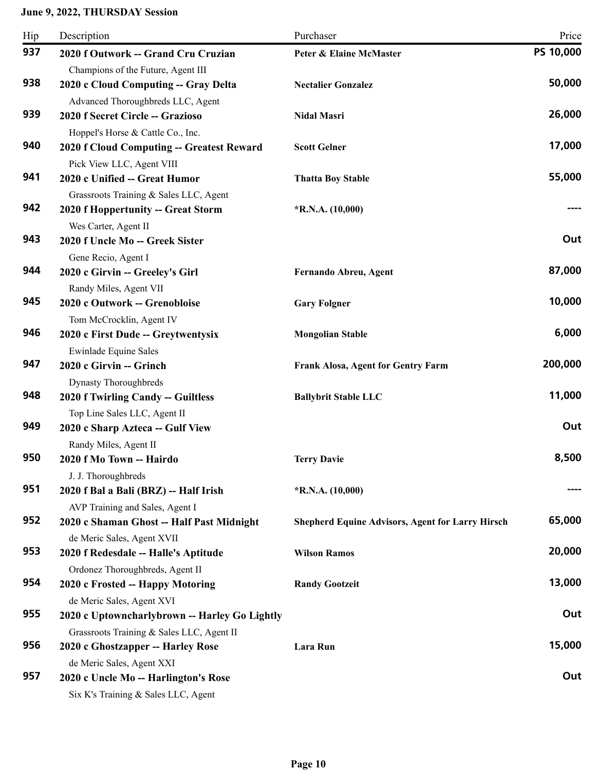**June 9, 2022, THURSDAY Session**

| Hip | Description | Purchaser | Price |
|---|---|---|---|
| 937 | **2020 f Outwork -- Grand Cru Cruzian**<br>Champions of the Future, Agent III | **Peter & Elaine McMaster** | PS 10,000 |
| 938 | **2020 c Cloud Computing -- Gray Delta**<br>Advanced Thoroughbreds LLC, Agent | **Nectalier Gonzalez** | 50,000 |
| 939 | **2020 f Secret Circle -- Grazioso**<br>Hoppel's Horse & Cattle Co., Inc. | **Nidal Masri** | 26,000 |
| 940 | **2020 f Cloud Computing -- Greatest Reward**<br>Pick View LLC, Agent VIII | **Scott Gelner** | 17,000 |
| 941 | **2020 c Unified -- Great Humor**<br>Grassroots Training & Sales LLC, Agent | **Thatta Boy Stable** | 55,000 |
| 942 | **2020 f Hoppertunity -- Great Storm**<br>Wes Carter, Agent II | ***R.N.A. (10,000)** | ---- |
| 943 | **2020 f Uncle Mo -- Greek Sister**<br>Gene Recio, Agent I | | Out |
| 944 | **2020 c Girvin -- Greeley's Girl**<br>Randy Miles, Agent VII | **Fernando Abreu, Agent** | 87,000 |
| 945 | **2020 c Outwork -- Grenobloise**<br>Tom McCrocklin, Agent IV | **Gary Folgner** | 10,000 |
| 946 | **2020 c First Dude -- Greytwentysix**<br>Ewinlade Equine Sales | **Mongolian Stable** | 6,000 |
| 947 | **2020 c Girvin -- Grinch**<br>Dynasty Thoroughbreds | **Frank Alosa, Agent for Gentry Farm** | 200,000 |
| 948 | **2020 f Twirling Candy -- Guiltless**<br>Top Line Sales LLC, Agent II | **Ballybrit Stable LLC** | 11,000 |
| 949 | **2020 c Sharp Azteca -- Gulf View**<br>Randy Miles, Agent II | | Out |
| 950 | **2020 f Mo Town -- Hairdo**<br>J. J. Thoroughbreds | **Terry Davie** | 8,500 |
| 951 | **2020 f Bal a Bali (BRZ) -- Half Irish**<br>AVP Training and Sales, Agent I | ***R.N.A. (10,000)** | ---- |
| 952 | **2020 c Shaman Ghost -- Half Past Midnight**<br>de Meric Sales, Agent XVII | **Shepherd Equine Advisors, Agent for Larry Hirsch** | 65,000 |
| 953 | **2020 f Redesdale -- Halle's Aptitude**<br>Ordonez Thoroughbreds, Agent II | **Wilson Ramos** | 20,000 |
| 954 | **2020 c Frosted -- Happy Motoring**<br>de Meric Sales, Agent XVI | **Randy Gootzeit** | 13,000 |
| 955 | **2020 c Uptowncharlybrown -- Harley Go Lightly**<br>Grassroots Training & Sales LLC, Agent II | | Out |
| 956 | **2020 c Ghostzapper -- Harley Rose**<br>de Meric Sales, Agent XXI | **Lara Run** | 15,000 |
| 957 | **2020 c Uncle Mo -- Harlington's Rose**<br>Six K's Training & Sales LLC, Agent | | Out |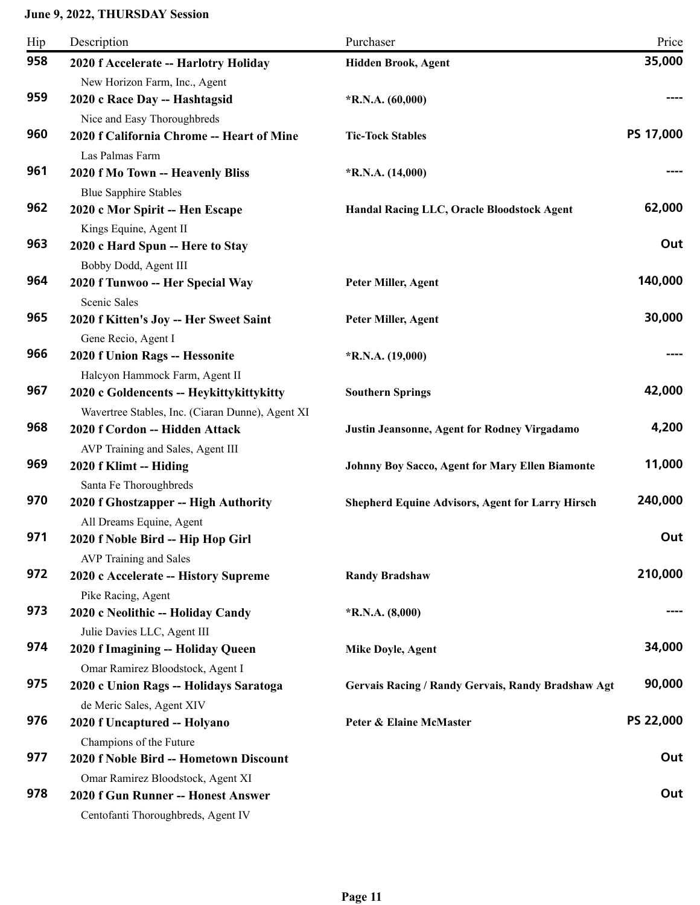**June 9, 2022, THURSDAY Session**

| Hip | Description | Purchaser | Price |
|---|---|---|---|
| 958 | **2020 f Accelerate -- Harlotry Holiday**<br>New Horizon Farm, Inc., Agent | **Hidden Brook, Agent** | **35,000** |
| 959 | **2020 c Race Day -- Hashtagsid**<br>Nice and Easy Thoroughbreds | ***R.N.A. (60,000)** | **----** |
| 960 | **2020 f California Chrome -- Heart of Mine**<br>Las Palmas Farm | **Tic-Tock Stables** | **PS 17,000** |
| 961 | **2020 f Mo Town -- Heavenly Bliss**<br>Blue Sapphire Stables | ***R.N.A. (14,000)** | **----** |
| 962 | **2020 c Mor Spirit -- Hen Escape**<br>Kings Equine, Agent II | **Handal Racing LLC, Oracle Bloodstock Agent** | **62,000** |
| 963 | **2020 c Hard Spun -- Here to Stay**<br>Bobby Dodd, Agent III | | **Out** |
| 964 | **2020 f Tunwoo -- Her Special Way**<br>Scenic Sales | **Peter Miller, Agent** | **140,000** |
| 965 | **2020 f Kitten's Joy -- Her Sweet Saint**<br>Gene Recio, Agent I | **Peter Miller, Agent** | **30,000** |
| 966 | **2020 f Union Rags -- Hessonite**<br>Halcyon Hammock Farm, Agent II | ***R.N.A. (19,000)** | **----** |
| 967 | **2020 c Goldencents -- Heykittykittykitty**<br>Wavertree Stables, Inc. (Ciaran Dunne), Agent XI | **Southern Springs** | **42,000** |
| 968 | **2020 f Cordon -- Hidden Attack**<br>AVP Training and Sales, Agent III | **Justin Jeansonne, Agent for Rodney Virgadamo** | **4,200** |
| 969 | **2020 f Klimt -- Hiding**<br>Santa Fe Thoroughbreds | **Johnny Boy Sacco, Agent for Mary Ellen Biamonte** | **11,000** |
| 970 | **2020 f Ghostzapper -- High Authority**<br>All Dreams Equine, Agent | **Shepherd Equine Advisors, Agent for Larry Hirsch** | **240,000** |
| 971 | **2020 f Noble Bird -- Hip Hop Girl**<br>AVP Training and Sales | | **Out** |
| 972 | **2020 c Accelerate -- History Supreme**<br>Pike Racing, Agent | **Randy Bradshaw** | **210,000** |
| 973 | **2020 c Neolithic -- Holiday Candy**<br>Julie Davies LLC, Agent III | ***R.N.A. (8,000)** | **----** |
| 974 | **2020 f Imagining -- Holiday Queen**<br>Omar Ramirez Bloodstock, Agent I | **Mike Doyle, Agent** | **34,000** |
| 975 | **2020 c Union Rags -- Holidays Saratoga**<br>de Meric Sales, Agent XIV | **Gervais Racing / Randy Gervais, Randy Bradshaw Agt** | **90,000** |
| 976 | **2020 f Uncaptured -- Holyano**<br>Champions of the Future | **Peter & Elaine McMaster** | **PS 22,000** |
| 977 | **2020 f Noble Bird -- Hometown Discount**<br>Omar Ramirez Bloodstock, Agent XI | | **Out** |
| 978 | **2020 f Gun Runner -- Honest Answer**<br>Centofanti Thoroughbreds, Agent IV | | **Out** |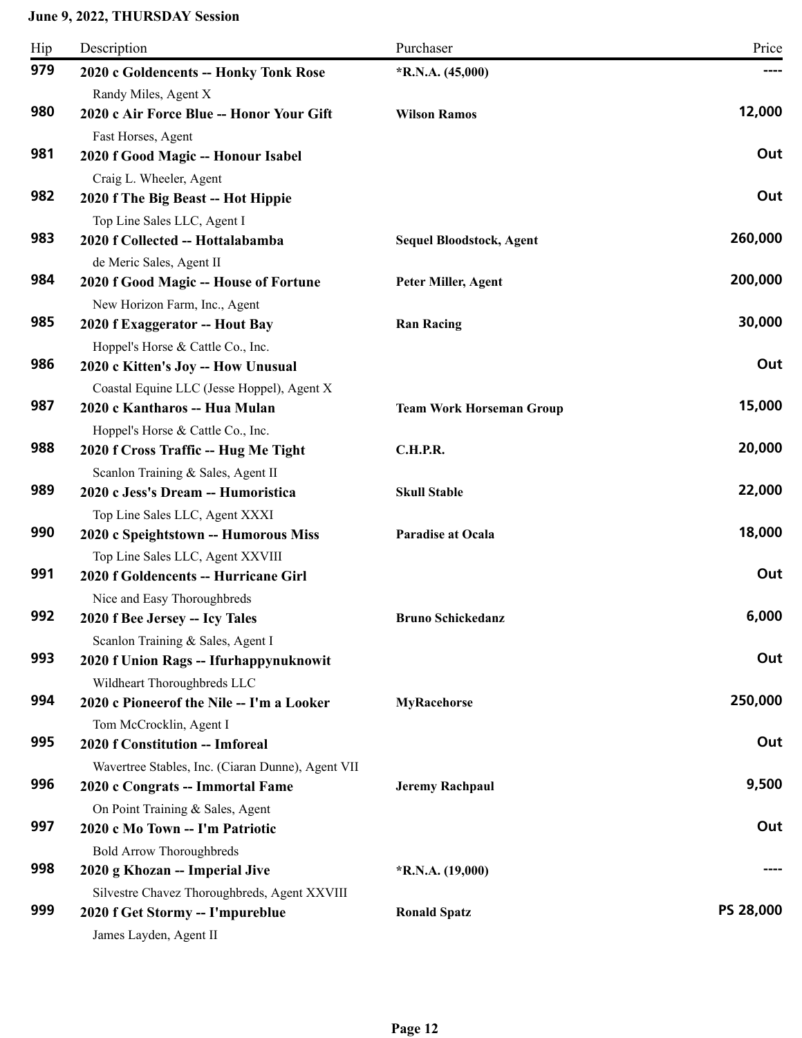**June 9, 2022, THURSDAY Session**

| Hip | Description | Purchaser | Price |
|---|---|---|---|
| 979 | **2020 c Goldencents -- Honky Tonk Rose**<br>Randy Miles, Agent X | *R.N.A. (45,000) | ---- |
| 980 | **2020 c Air Force Blue -- Honor Your Gift**<br>Fast Horses, Agent | Wilson Ramos | 12,000 |
| 981 | **2020 f Good Magic -- Honour Isabel**<br>Craig L. Wheeler, Agent | | Out |
| 982 | **2020 f The Big Beast -- Hot Hippie**<br>Top Line Sales LLC, Agent I | | Out |
| 983 | **2020 f Collected -- Hottalabamba**<br>de Meric Sales, Agent II | Sequel Bloodstock, Agent | 260,000 |
| 984 | **2020 f Good Magic -- House of Fortune**<br>New Horizon Farm, Inc., Agent | Peter Miller, Agent | 200,000 |
| 985 | **2020 f Exaggerator -- Hout Bay**<br>Hoppel's Horse & Cattle Co., Inc. | Ran Racing | 30,000 |
| 986 | **2020 c Kitten's Joy -- How Unusual**<br>Coastal Equine LLC (Jesse Hoppel), Agent X | | Out |
| 987 | **2020 c Kantharos -- Hua Mulan**<br>Hoppel's Horse & Cattle Co., Inc. | Team Work Horseman Group | 15,000 |
| 988 | **2020 f Cross Traffic -- Hug Me Tight**<br>Scanlon Training & Sales, Agent II | C.H.P.R. | 20,000 |
| 989 | **2020 c Jess's Dream -- Humoristica**<br>Top Line Sales LLC, Agent XXXI | Skull Stable | 22,000 |
| 990 | **2020 c Speightstown -- Humorous Miss**<br>Top Line Sales LLC, Agent XXVIII | Paradise at Ocala | 18,000 |
| 991 | **2020 f Goldencents -- Hurricane Girl**<br>Nice and Easy Thoroughbreds | | Out |
| 992 | **2020 f Bee Jersey -- Icy Tales**<br>Scanlon Training & Sales, Agent I | Bruno Schickedanz | 6,000 |
| 993 | **2020 f Union Rags -- Ifurhappynuknowit**<br>Wildheart Thoroughbreds LLC | | Out |
| 994 | **2020 c Pioneerof the Nile -- I'm a Looker**<br>Tom McCrocklin, Agent I | MyRacehorse | 250,000 |
| 995 | **2020 f Constitution -- Imforeal**<br>Wavertree Stables, Inc. (Ciaran Dunne), Agent VII | | Out |
| 996 | **2020 c Congrats -- Immortal Fame**<br>On Point Training & Sales, Agent | Jeremy Rachpaul | 9,500 |
| 997 | **2020 c Mo Town -- I'm Patriotic**<br>Bold Arrow Thoroughbreds | | Out |
| 998 | **2020 g Khozan -- Imperial Jive**<br>Silvestre Chavez Thoroughbreds, Agent XXVIII | *R.N.A. (19,000) | ---- |
| 999 | **2020 f Get Stormy -- I'mpureblue**<br>James Layden, Agent II | Ronald Spatz | PS 28,000 |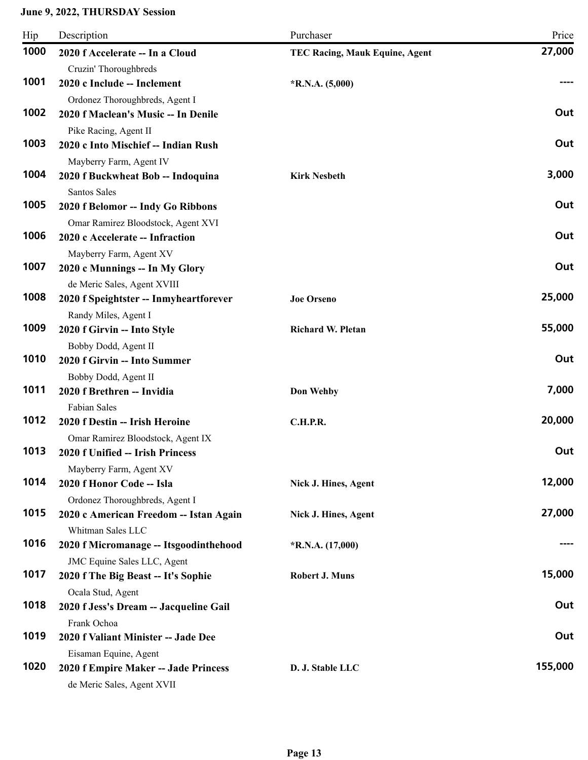**June 9, 2022, THURSDAY Session**

| Hip | Description | Purchaser | Price |
|---|---|---|---|
| 1000 | **2020 f Accelerate -- In a Cloud**<br>Cruzin' Thoroughbreds | **TEC Racing, Mauk Equine, Agent** | **27,000** |
| 1001 | **2020 c Include -- Inclement**<br>Ordonez Thoroughbreds, Agent I | **\*R.N.A. (5,000)** | **----** |
| 1002 | **2020 f Maclean's Music -- In Denile**<br>Pike Racing, Agent II | | **Out** |
| 1003 | **2020 c Into Mischief -- Indian Rush**<br>Mayberry Farm, Agent IV | | **Out** |
| 1004 | **2020 f Buckwheat Bob -- Indoquina**<br>Santos Sales | **Kirk Nesbeth** | **3,000** |
| 1005 | **2020 f Belomor -- Indy Go Ribbons**<br>Omar Ramirez Bloodstock, Agent XVI | | **Out** |
| 1006 | **2020 c Accelerate -- Infraction**<br>Mayberry Farm, Agent XV | | **Out** |
| 1007 | **2020 c Munnings -- In My Glory**<br>de Meric Sales, Agent XVIII | | **Out** |
| 1008 | **2020 f Speightster -- Inmyheartforever**<br>Randy Miles, Agent I | **Joe Orseno** | **25,000** |
| 1009 | **2020 f Girvin -- Into Style**<br>Bobby Dodd, Agent II | **Richard W. Pletan** | **55,000** |
| 1010 | **2020 f Girvin -- Into Summer**<br>Bobby Dodd, Agent II | | **Out** |
| 1011 | **2020 f Brethren -- Invidia**<br>Fabian Sales | **Don Wehby** | **7,000** |
| 1012 | **2020 f Destin -- Irish Heroine**<br>Omar Ramirez Bloodstock, Agent IX | **C.H.P.R.** | **20,000** |
| 1013 | **2020 f Unified -- Irish Princess**<br>Mayberry Farm, Agent XV | | **Out** |
| 1014 | **2020 f Honor Code -- Isla**<br>Ordonez Thoroughbreds, Agent I | **Nick J. Hines, Agent** | **12,000** |
| 1015 | **2020 c American Freedom -- Istan Again**<br>Whitman Sales LLC | **Nick J. Hines, Agent** | **27,000** |
| 1016 | **2020 f Micromanage -- Itsgoodinthehood**<br>JMC Equine Sales LLC, Agent | **\*R.N.A. (17,000)** | **----** |
| 1017 | **2020 f The Big Beast -- It's Sophie**<br>Ocala Stud, Agent | **Robert J. Muns** | **15,000** |
| 1018 | **2020 f Jess's Dream -- Jacqueline Gail**<br>Frank Ochoa | | **Out** |
| 1019 | **2020 f Valiant Minister -- Jade Dee**<br>Eisaman Equine, Agent | | **Out** |
| 1020 | **2020 f Empire Maker -- Jade Princess**<br>de Meric Sales, Agent XVII | **D. J. Stable LLC** | **155,000** |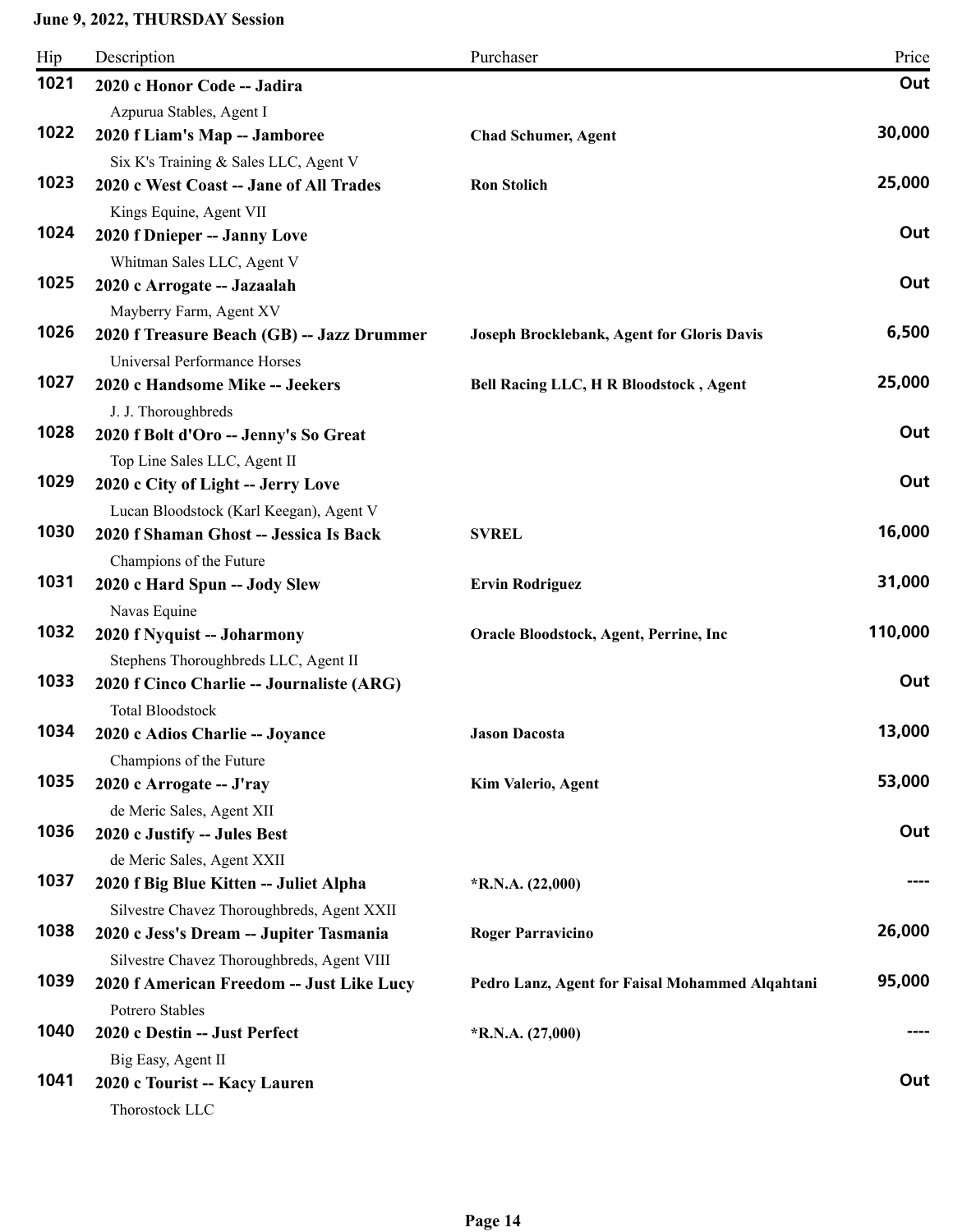**June 9, 2022, THURSDAY Session**

| Hip | Description | Purchaser | Price |
|---|---|---|---|
| 1021 | **2020 c Honor Code -- Jadira**<br>Azpurua Stables, Agent I | | **Out** |
| 1022 | **2020 f Liam's Map -- Jamboree**<br>Six K's Training & Sales LLC, Agent V | **Chad Schumer, Agent** | **30,000** |
| 1023 | **2020 c West Coast -- Jane of All Trades**<br>Kings Equine, Agent VII | **Ron Stolich** | **25,000** |
| 1024 | **2020 f Dnieper -- Janny Love**<br>Whitman Sales LLC, Agent V | | **Out** |
| 1025 | **2020 c Arrogate -- Jazaalah**<br>Mayberry Farm, Agent XV | | **Out** |
| 1026 | **2020 f Treasure Beach (GB) -- Jazz Drummer**<br>Universal Performance Horses | **Joseph Brocklebank, Agent for Gloris Davis** | **6,500** |
| 1027 | **2020 c Handsome Mike -- Jeekers**<br>J. J. Thoroughbreds | **Bell Racing LLC, H R Bloodstock , Agent** | **25,000** |
| 1028 | **2020 f Bolt d'Oro -- Jenny's So Great**<br>Top Line Sales LLC, Agent II | | **Out** |
| 1029 | **2020 c City of Light -- Jerry Love**<br>Lucan Bloodstock (Karl Keegan), Agent V | | **Out** |
| 1030 | **2020 f Shaman Ghost -- Jessica Is Back**<br>Champions of the Future | **SVREL** | **16,000** |
| 1031 | **2020 c Hard Spun -- Jody Slew**<br>Navas Equine | **Ervin Rodriguez** | **31,000** |
| 1032 | **2020 f Nyquist -- Joharmony**<br>Stephens Thoroughbreds LLC, Agent II | **Oracle Bloodstock, Agent, Perrine, Inc** | **110,000** |
| 1033 | **2020 f Cinco Charlie -- Journaliste (ARG)**<br>Total Bloodstock | | **Out** |
| 1034 | **2020 c Adios Charlie -- Joyance**<br>Champions of the Future | **Jason Dacosta** | **13,000** |
| 1035 | **2020 c Arrogate -- J'ray**<br>de Meric Sales, Agent XII | **Kim Valerio, Agent** | **53,000** |
| 1036 | **2020 c Justify -- Jules Best**<br>de Meric Sales, Agent XXII | | **Out** |
| 1037 | **2020 f Big Blue Kitten -- Juliet Alpha**<br>Silvestre Chavez Thoroughbreds, Agent XXII | **\*R.N.A. (22,000)** | **----** |
| 1038 | **2020 c Jess's Dream -- Jupiter Tasmania**<br>Silvestre Chavez Thoroughbreds, Agent VIII | **Roger Parravicino** | **26,000** |
| 1039 | **2020 f American Freedom -- Just Like Lucy**<br>Potrero Stables | **Pedro Lanz, Agent for Faisal Mohammed Alqahtani** | **95,000** |
| 1040 | **2020 c Destin -- Just Perfect**<br>Big Easy, Agent II | **\*R.N.A. (27,000)** | **----** |
| 1041 | **2020 c Tourist -- Kacy Lauren**<br>Thorostock LLC | | **Out** |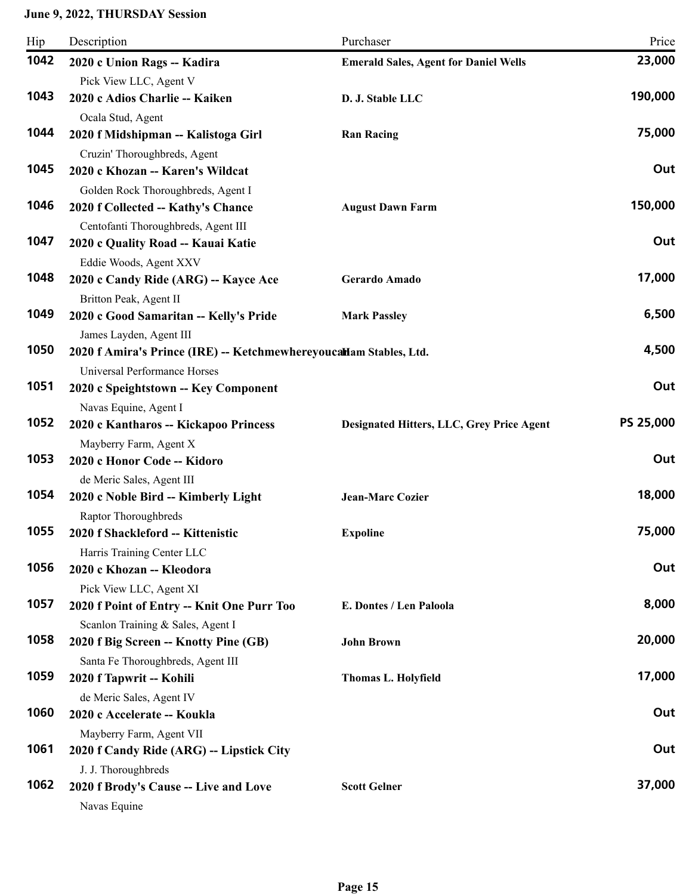**June 9, 2022, THURSDAY Session**

| Hip | Description | Purchaser | Price |
|---|---|---|---|
| **1042** | **2020 c Union Rags -- Kadira**<br>Pick View LLC, Agent V | **Emerald Sales, Agent for Daniel Wells** | **23,000** |
| **1043** | **2020 c Adios Charlie -- Kaiken**<br>Ocala Stud, Agent | **D. J. Stable LLC** | **190,000** |
| **1044** | **2020 f Midshipman -- Kalistoga Girl**<br>Cruzin' Thoroughbreds, Agent | **Ran Racing** | **75,000** |
| **1045** | **2020 c Khozan -- Karen's Wildcat**<br>Golden Rock Thoroughbreds, Agent I | | **Out** |
| **1046** | **2020 f Collected -- Kathy's Chance**<br>Centofanti Thoroughbreds, Agent III | **August Dawn Farm** | **150,000** |
| **1047** | **2020 c Quality Road -- Kauai Katie**<br>Eddie Woods, Agent XXV | | **Out** |
| **1048** | **2020 c Candy Ride (ARG) -- Kayce Ace**<br>Britton Peak, Agent II | **Gerardo Amado** | **17,000** |
| **1049** | **2020 c Good Samaritan -- Kelly's Pride**<br>James Layden, Agent III | **Mark Passley** | **6,500** |
| **1050** | **2020 f Amira's Prince (IRE) -- Ketchmewhereyoucan**<br>Universal Performance Horses | **Ham Stables, Ltd.** | **4,500** |
| **1051** | **2020 c Speightstown -- Key Component**<br>Navas Equine, Agent I | | **Out** |
| **1052** | **2020 c Kantharos -- Kickapoo Princess**<br>Mayberry Farm, Agent X | **Designated Hitters, LLC, Grey Price Agent** | **PS 25,000** |
| **1053** | **2020 c Honor Code -- Kidoro**<br>de Meric Sales, Agent III | | **Out** |
| **1054** | **2020 c Noble Bird -- Kimberly Light**<br>Raptor Thoroughbreds | **Jean-Marc Cozier** | **18,000** |
| **1055** | **2020 f Shackleford -- Kittenistic**<br>Harris Training Center LLC | **Expoline** | **75,000** |
| **1056** | **2020 c Khozan -- Kleodora**<br>Pick View LLC, Agent XI | | **Out** |
| **1057** | **2020 f Point of Entry -- Knit One Purr Too**<br>Scanlon Training & Sales, Agent I | **E. Dontes / Len Paloola** | **8,000** |
| **1058** | **2020 f Big Screen -- Knotty Pine (GB)**<br>Santa Fe Thoroughbreds, Agent III | **John Brown** | **20,000** |
| **1059** | **2020 f Tapwrit -- Kohili**<br>de Meric Sales, Agent IV | **Thomas L. Holyfield** | **17,000** |
| **1060** | **2020 c Accelerate -- Koukla**<br>Mayberry Farm, Agent VII | | **Out** |
| **1061** | **2020 f Candy Ride (ARG) -- Lipstick City**<br>J. J. Thoroughbreds | | **Out** |
| **1062** | **2020 f Brody's Cause -- Live and Love**<br>Navas Equine | **Scott Gelner** | **37,000** |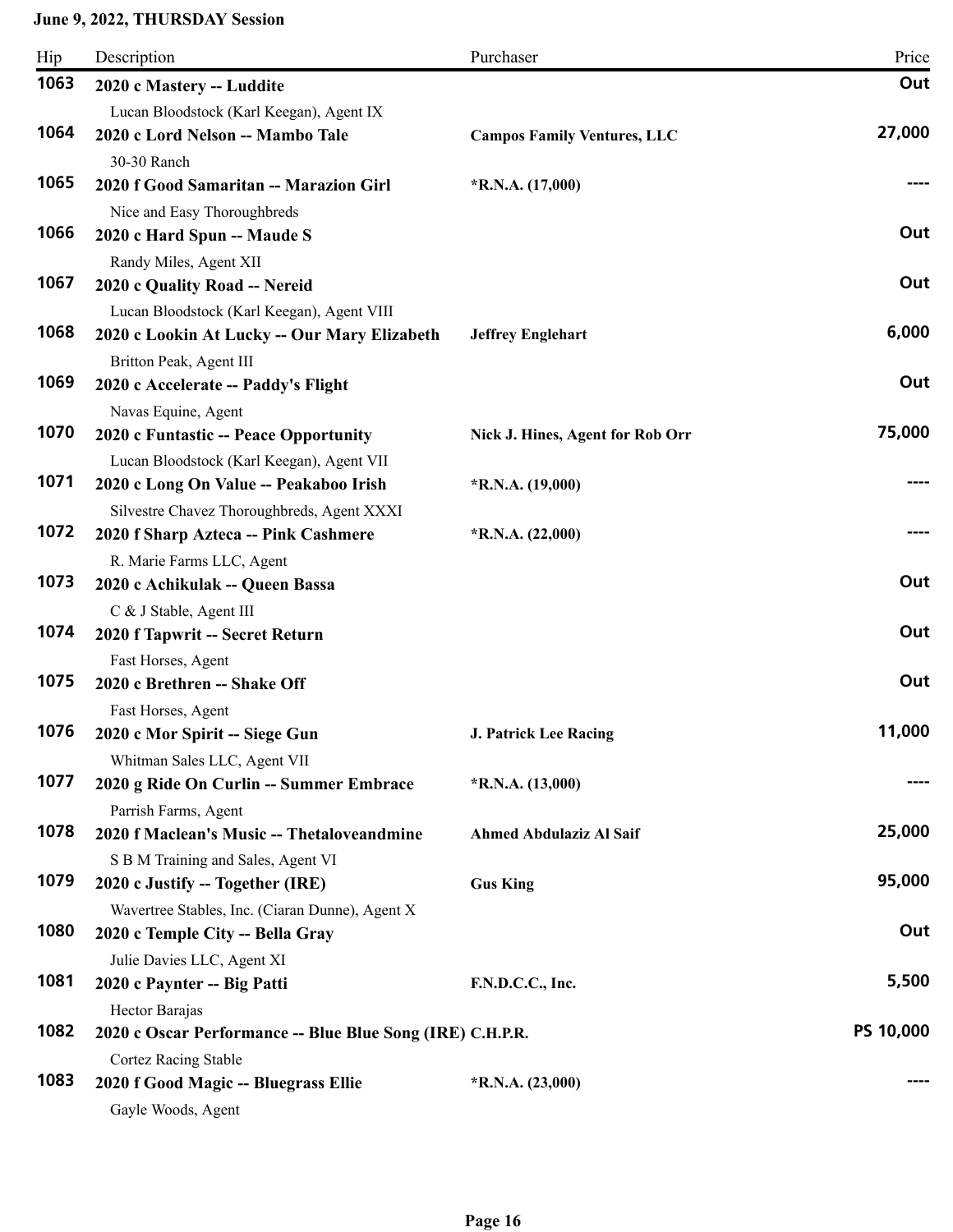**June 9, 2022, THURSDAY Session**

| Hip | Description | Purchaser | Price |
| --- | --- | --- | --- |
| **1063** | **2020 c Mastery -- Luddite**<br>Lucan Bloodstock (Karl Keegan), Agent IX | | **Out** |
| **1064** | **2020 c Lord Nelson -- Mambo Tale**<br>30-30 Ranch | **Campos Family Ventures, LLC** | **27,000** |
| **1065** | **2020 f Good Samaritan -- Marazion Girl**<br>Nice and Easy Thoroughbreds | ***R.N.A. (17,000)** | **----** |
| **1066** | **2020 c Hard Spun -- Maude S**<br>Randy Miles, Agent XII | | **Out** |
| **1067** | **2020 c Quality Road -- Nereid**<br>Lucan Bloodstock (Karl Keegan), Agent VIII | | **Out** |
| **1068** | **2020 c Lookin At Lucky -- Our Mary Elizabeth**<br>Britton Peak, Agent III | **Jeffrey Englehart** | **6,000** |
| **1069** | **2020 c Accelerate -- Paddy's Flight**<br>Navas Equine, Agent | | **Out** |
| **1070** | **2020 c Funtastic -- Peace Opportunity**<br>Lucan Bloodstock (Karl Keegan), Agent VII | **Nick J. Hines, Agent for Rob Orr** | **75,000** |
| **1071** | **2020 c Long On Value -- Peakaboo Irish**<br>Silvestre Chavez Thoroughbreds, Agent XXXI | ***R.N.A. (19,000)** | **----** |
| **1072** | **2020 f Sharp Azteca -- Pink Cashmere**<br>R. Marie Farms LLC, Agent | ***R.N.A. (22,000)** | **----** |
| **1073** | **2020 c Achikulak -- Queen Bassa**<br>C & J Stable, Agent III | | **Out** |
| **1074** | **2020 f Tapwrit -- Secret Return**<br>Fast Horses, Agent | | **Out** |
| **1075** | **2020 c Brethren -- Shake Off**<br>Fast Horses, Agent | | **Out** |
| **1076** | **2020 c Mor Spirit -- Siege Gun**<br>Whitman Sales LLC, Agent VII | **J. Patrick Lee Racing** | **11,000** |
| **1077** | **2020 g Ride On Curlin -- Summer Embrace**<br>Parrish Farms, Agent | ***R.N.A. (13,000)** | **----** |
| **1078** | **2020 f Maclean's Music -- Thetaloveandmine**<br>S B M Training and Sales, Agent VI | **Ahmed Abdulaziz Al Saif** | **25,000** |
| **1079** | **2020 c Justify -- Together (IRE)**<br>Wavertree Stables, Inc. (Ciaran Dunne), Agent X | **Gus King** | **95,000** |
| **1080** | **2020 c Temple City -- Bella Gray**<br>Julie Davies LLC, Agent XI | | **Out** |
| **1081** | **2020 c Paynter -- Big Patti**<br>Hector Barajas | **F.N.D.C.C., Inc.** | **5,500** |
| **1082** | **2020 c Oscar Performance -- Blue Blue Song (IRE)**<br>Cortez Racing Stable | **C.H.P.R.** | **PS 10,000** |
| **1083** | **2020 f Good Magic -- Bluegrass Ellie**<br>Gayle Woods, Agent | ***R.N.A. (23,000)** | **----** |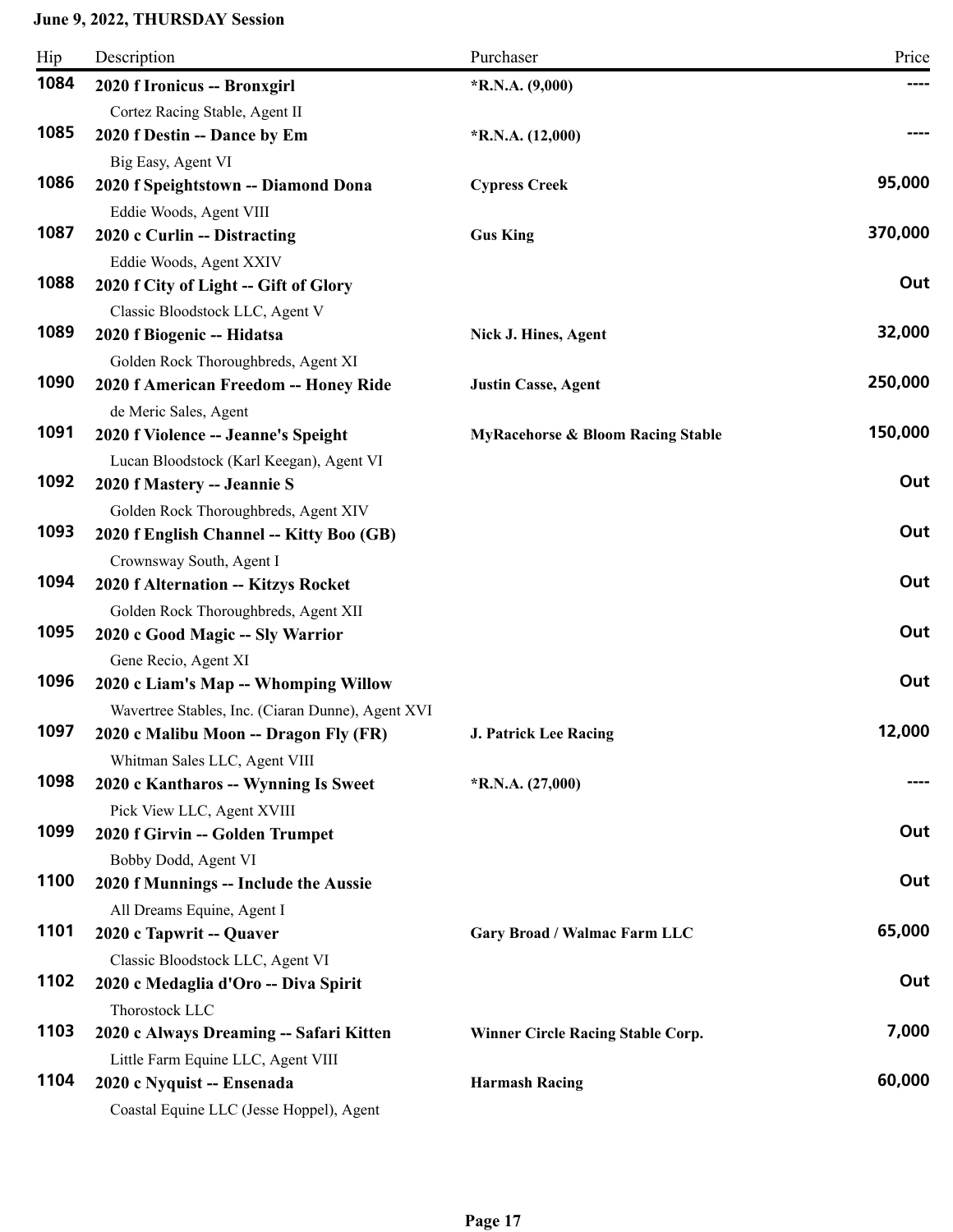**June 9, 2022, THURSDAY Session**

| Hip | Description | Purchaser | Price |
|---|---|---|---|
| 1084 | **2020 f Ironicus -- Bronxgirl**<br>Cortez Racing Stable, Agent II | ***R.N.A. (9,000)** | ---- |
| 1085 | **2020 f Destin -- Dance by Em**<br>Big Easy, Agent VI | ***R.N.A. (12,000)** | ---- |
| 1086 | **2020 f Speightstown -- Diamond Dona**<br>Eddie Woods, Agent VIII | **Cypress Creek** | 95,000 |
| 1087 | **2020 c Curlin -- Distracting**<br>Eddie Woods, Agent XXIV | **Gus King** | 370,000 |
| 1088 | **2020 f City of Light -- Gift of Glory**<br>Classic Bloodstock LLC, Agent V | | Out |
| 1089 | **2020 f Biogenic -- Hidatsa**<br>Golden Rock Thoroughbreds, Agent XI | **Nick J. Hines, Agent** | 32,000 |
| 1090 | **2020 f American Freedom -- Honey Ride**<br>de Meric Sales, Agent | **Justin Casse, Agent** | 250,000 |
| 1091 | **2020 f Violence -- Jeanne's Speight**<br>Lucan Bloodstock (Karl Keegan), Agent VI | **MyRacehorse & Bloom Racing Stable** | 150,000 |
| 1092 | **2020 f Mastery -- Jeannie S**<br>Golden Rock Thoroughbreds, Agent XIV | | Out |
| 1093 | **2020 f English Channel -- Kitty Boo (GB)**<br>Crownsway South, Agent I | | Out |
| 1094 | **2020 f Alternation -- Kitzys Rocket**<br>Golden Rock Thoroughbreds, Agent XII | | Out |
| 1095 | **2020 c Good Magic -- Sly Warrior**<br>Gene Recio, Agent XI | | Out |
| 1096 | **2020 c Liam's Map -- Whomping Willow**<br>Wavertree Stables, Inc. (Ciaran Dunne), Agent XVI | | Out |
| 1097 | **2020 c Malibu Moon -- Dragon Fly (FR)**<br>Whitman Sales LLC, Agent VIII | **J. Patrick Lee Racing** | 12,000 |
| 1098 | **2020 c Kantharos -- Wynning Is Sweet**<br>Pick View LLC, Agent XVIII | ***R.N.A. (27,000)** | ---- |
| 1099 | **2020 f Girvin -- Golden Trumpet**<br>Bobby Dodd, Agent VI | | Out |
| 1100 | **2020 f Munnings -- Include the Aussie**<br>All Dreams Equine, Agent I | | Out |
| 1101 | **2020 c Tapwrit -- Quaver**<br>Classic Bloodstock LLC, Agent VI | **Gary Broad / Walmac Farm LLC** | 65,000 |
| 1102 | **2020 c Medaglia d'Oro -- Diva Spirit**<br>Thorostock LLC | | Out |
| 1103 | **2020 c Always Dreaming -- Safari Kitten**<br>Little Farm Equine LLC, Agent VIII | **Winner Circle Racing Stable Corp.** | 7,000 |
| 1104 | **2020 c Nyquist -- Ensenada**<br>Coastal Equine LLC (Jesse Hoppel), Agent | **Harmash Racing** | 60,000 |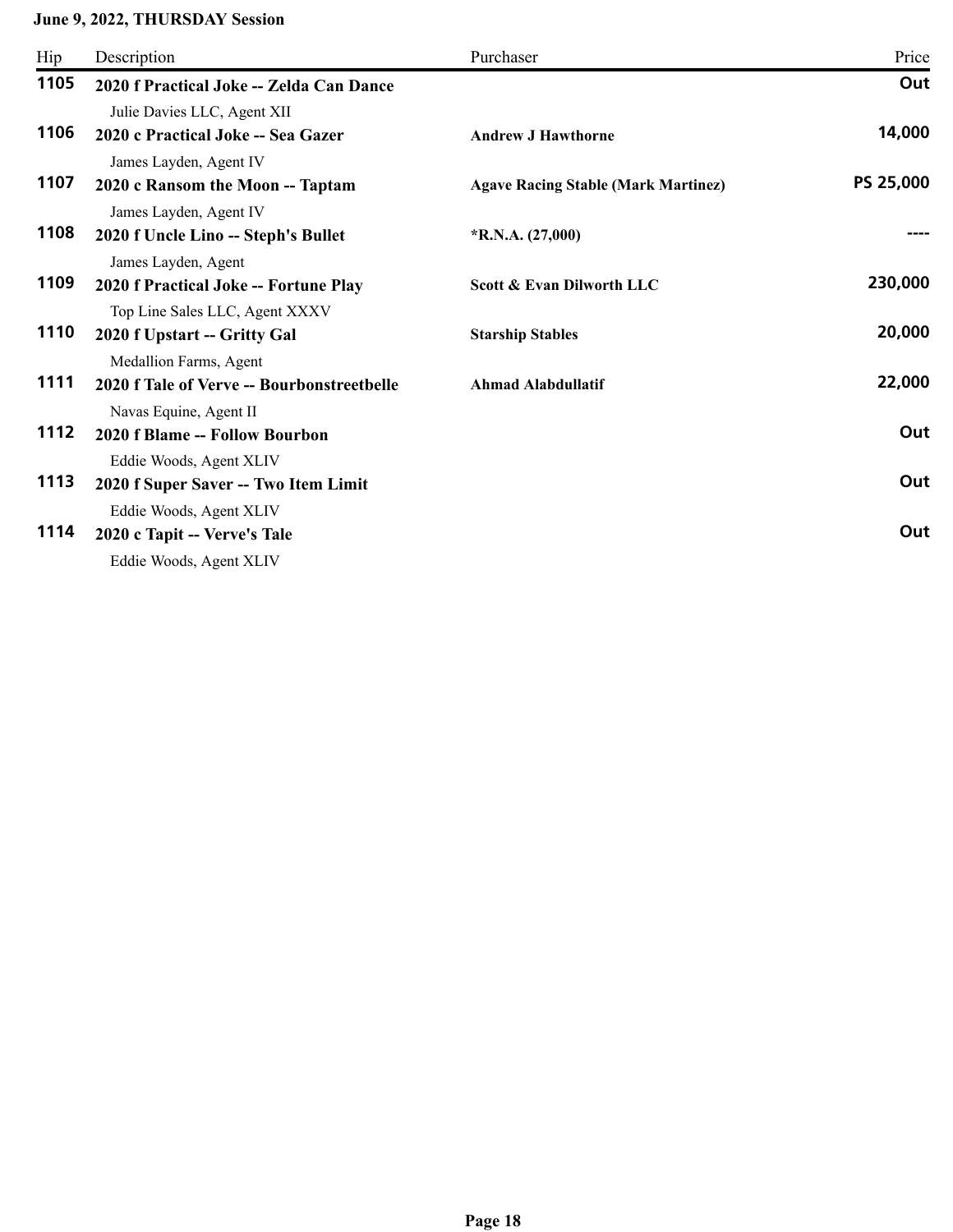**June 9, 2022, THURSDAY Session**

| Hip | Description | Purchaser | Price |
|---|---|---|---|
| **1105** | **2020 f Practical Joke -- Zelda Can Dance**<br>Julie Davies LLC, Agent XII | | **Out** |
| **1106** | **2020 c Practical Joke -- Sea Gazer**<br>James Layden, Agent IV | **Andrew J Hawthorne** | **14,000** |
| **1107** | **2020 c Ransom the Moon -- Taptam**<br>James Layden, Agent IV | **Agave Racing Stable (Mark Martinez)** | **PS 25,000** |
| **1108** | **2020 f Uncle Lino -- Steph's Bullet**<br>James Layden, Agent | ***R.N.A. (27,000)** | **----** |
| **1109** | **2020 f Practical Joke -- Fortune Play**<br>Top Line Sales LLC, Agent XXXV | **Scott & Evan Dilworth LLC** | **230,000** |
| **1110** | **2020 f Upstart -- Gritty Gal**<br>Medallion Farms, Agent | **Starship Stables** | **20,000** |
| **1111** | **2020 f Tale of Verve -- Bourbonstreetbelle**<br>Navas Equine, Agent II | **Ahmad Alabdullatif** | **22,000** |
| **1112** | **2020 f Blame -- Follow Bourbon**<br>Eddie Woods, Agent XLIV | | **Out** |
| **1113** | **2020 f Super Saver -- Two Item Limit**<br>Eddie Woods, Agent XLIV | | **Out** |
| **1114** | **2020 c Tapit -- Verve's Tale**<br>Eddie Woods, Agent XLIV | | **Out** |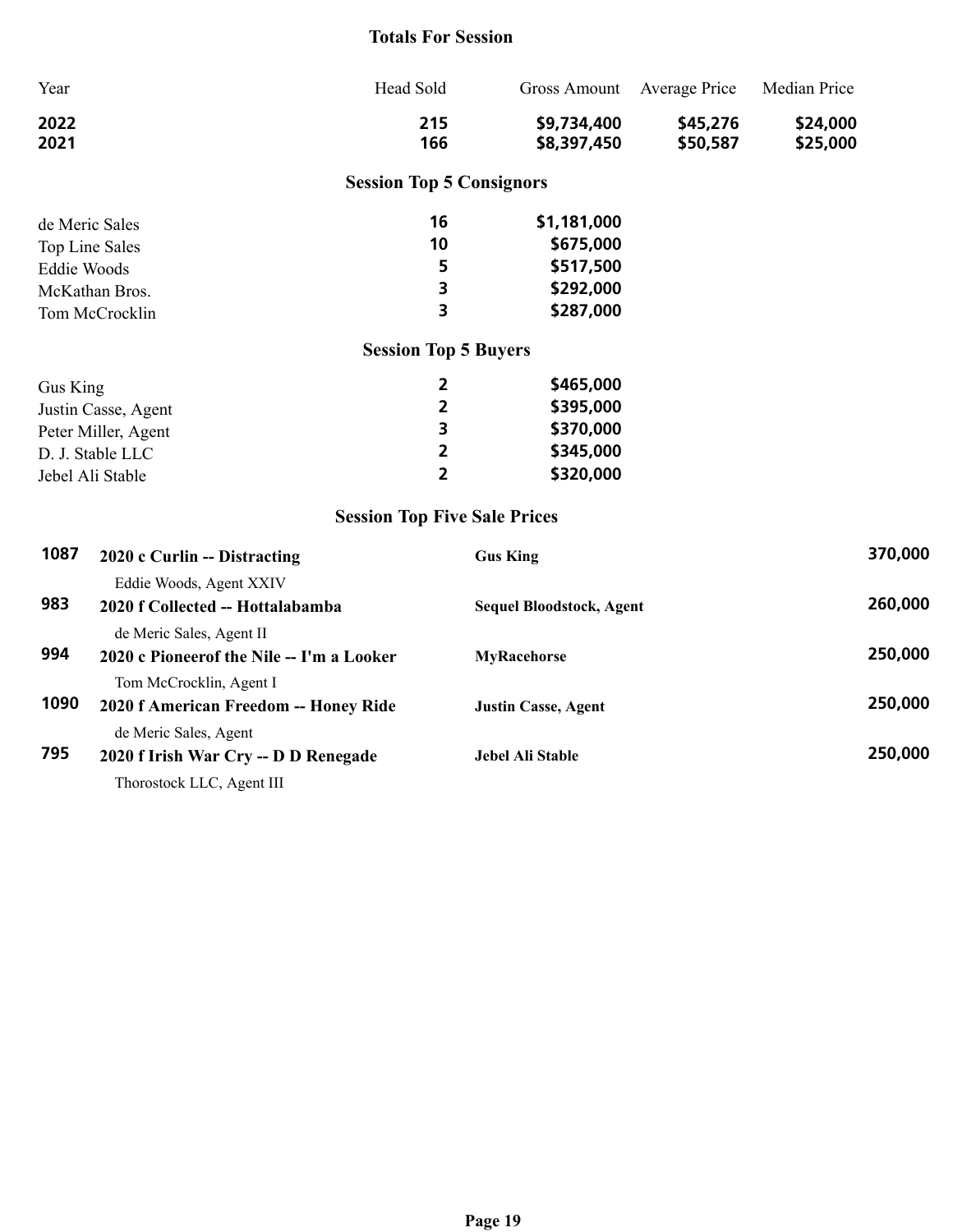## Totals For Session

| Year | Head Sold | Gross Amount | Average Price | Median Price |
|---|---|---|---|---|
| 2022 | 215 | $9,734,400 | $45,276 | $24,000 |
| 2021 | 166 | $8,397,450 | $50,587 | $25,000 |

## Session Top 5 Consignors

| | | |
|---|---|---|
| de Meric Sales | 16 | $1,181,000 |
| Top Line Sales | 10 | $675,000 |
| Eddie Woods | 5 | $517,500 |
| McKathan Bros. | 3 | $292,000 |
| Tom McCrocklin | 3 | $287,000 |

## Session Top 5 Buyers

| | | |
|---|---|---|
| Gus King | 2 | $465,000 |
| Justin Casse, Agent | 2 | $395,000 |
| Peter Miller, Agent | 3 | $370,000 |
| D. J. Stable LLC | 2 | $345,000 |
| Jebel Ali Stable | 2 | $320,000 |

## Session Top Five Sale Prices

| | | | |
|---|---|---|---|
| 1087 | **2020 c Curlin -- Distracting**<br>Eddie Woods, Agent XXIV | **Gus King** | 370,000 |
| 983 | **2020 f Collected -- Hottalabamba**<br>de Meric Sales, Agent II | **Sequel Bloodstock, Agent** | 260,000 |
| 994 | **2020 c Pioneerof the Nile -- I'm a Looker**<br>Tom McCrocklin, Agent I | **MyRacehorse** | 250,000 |
| 1090 | **2020 f American Freedom -- Honey Ride**<br>de Meric Sales, Agent | **Justin Casse, Agent** | 250,000 |
| 795 | **2020 f Irish War Cry -- D D Renegade**<br>Thorostock LLC, Agent III | **Jebel Ali Stable** | 250,000 |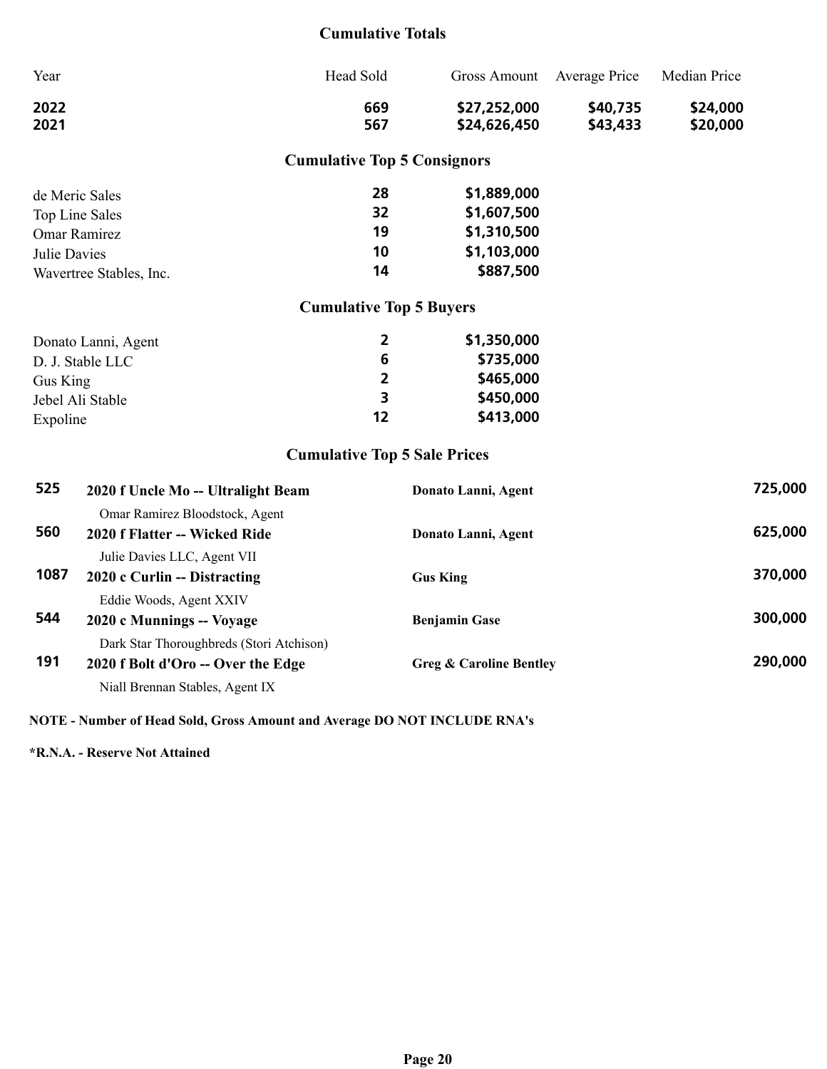## Cumulative Totals

| Year | Head Sold | Gross Amount | Average Price | Median Price |
|---|---|---|---|---|
| **2022** | **669** | **$27,252,000** | **$40,735** | **$24,000** |
| **2021** | **567** | **$24,626,450** | **$43,433** | **$20,000** |

## Cumulative Top 5 Consignors

| | | |
|---|---|---|
| de Meric Sales | **28** | **$1,889,000** |
| Top Line Sales | **32** | **$1,607,500** |
| Omar Ramirez | **19** | **$1,310,500** |
| Julie Davies | **10** | **$1,103,000** |
| Wavertree Stables, Inc. | **14** | **$887,500** |

## Cumulative Top 5 Buyers

| | | |
|---|---|---|
| Donato Lanni, Agent | **2** | **$1,350,000** |
| D. J. Stable LLC | **6** | **$735,000** |
| Gus King | **2** | **$465,000** |
| Jebel Ali Stable | **3** | **$450,000** |
| Expoline | **12** | **$413,000** |

## Cumulative Top 5 Sale Prices

| | | | |
|---|---|---|---|
| **525** | **2020 f Uncle Mo -- Ultralight Beam**<br>Omar Ramirez Bloodstock, Agent | **Donato Lanni, Agent** | **725,000** |
| **560** | **2020 f Flatter -- Wicked Ride**<br>Julie Davies LLC, Agent VII | **Donato Lanni, Agent** | **625,000** |
| **1087** | **2020 c Curlin -- Distracting**<br>Eddie Woods, Agent XXIV | **Gus King** | **370,000** |
| **544** | **2020 c Munnings -- Voyage**<br>Dark Star Thoroughbreds (Stori Atchison) | **Benjamin Gase** | **300,000** |
| **191** | **2020 f Bolt d'Oro -- Over the Edge**<br>Niall Brennan Stables, Agent IX | **Greg & Caroline Bentley** | **290,000** |

**NOTE - Number of Head Sold, Gross Amount and Average DO NOT INCLUDE RNA's**

***R.N.A. - Reserve Not Attained**